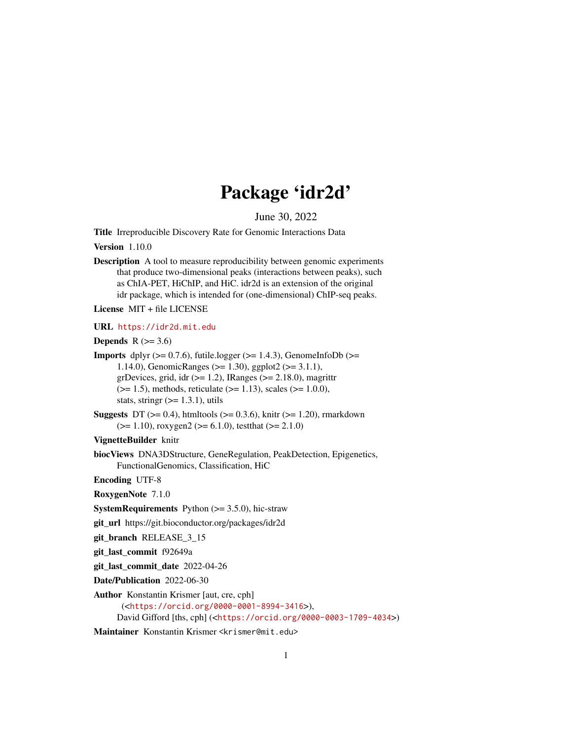# Package 'idr2d'

June 30, 2022

**Title** Irreproducible Discovery Rate for Genomic Interactions Data

**Version** 1.10.0

**Description** A tool to measure reproducibility between genomic experiments that produce two-dimensional peaks (interactions between peaks), such as ChIA-PET, HiChIP, and HiC. idr2d is an extension of the original idr package, which is intended for (one-dimensional) ChIP-seq peaks.

**License** MIT + file LICENSE

**URL** https://idr2d.mit.edu

**Depends** R (>= 3.6)

**Imports** dplyr (>= 0.7.6), futile.logger (>= 1.4.3), GenomeInfoDb (>= 1.14.0), GenomicRanges (>= 1.30), ggplot2 (>= 3.1.1), grDevices, grid, idr (>= 1.2), IRanges (>= 2.18.0), magrittr (>= 1.5), methods, reticulate (>= 1.13), scales (>= 1.0.0), stats, stringr (>= 1.3.1), utils

**Suggests** DT (>= 0.4), htmltools (>= 0.3.6), knitr (>= 1.20), rmarkdown (>= 1.10), roxygen2 (>= 6.1.0), testthat (>= 2.1.0)

**VignetteBuilder** knitr

**biocViews** DNA3DStructure, GeneRegulation, PeakDetection, Epigenetics, FunctionalGenomics, Classification, HiC

**Encoding** UTF-8

**RoxygenNote** 7.1.0

**SystemRequirements** Python (>= 3.5.0), hic-straw

**git_url** https://git.bioconductor.org/packages/idr2d

**git_branch** RELEASE_3_15

**git_last_commit** f92649a

**git_last_commit_date** 2022-04-26

**Date/Publication** 2022-06-30

**Author** Konstantin Krismer [aut, cre, cph] (<https://orcid.org/0000-0001-8994-3416>), David Gifford [ths, cph] (<https://orcid.org/0000-0003-1709-4034>)

**Maintainer** Konstantin Krismer <krismer@mit.edu>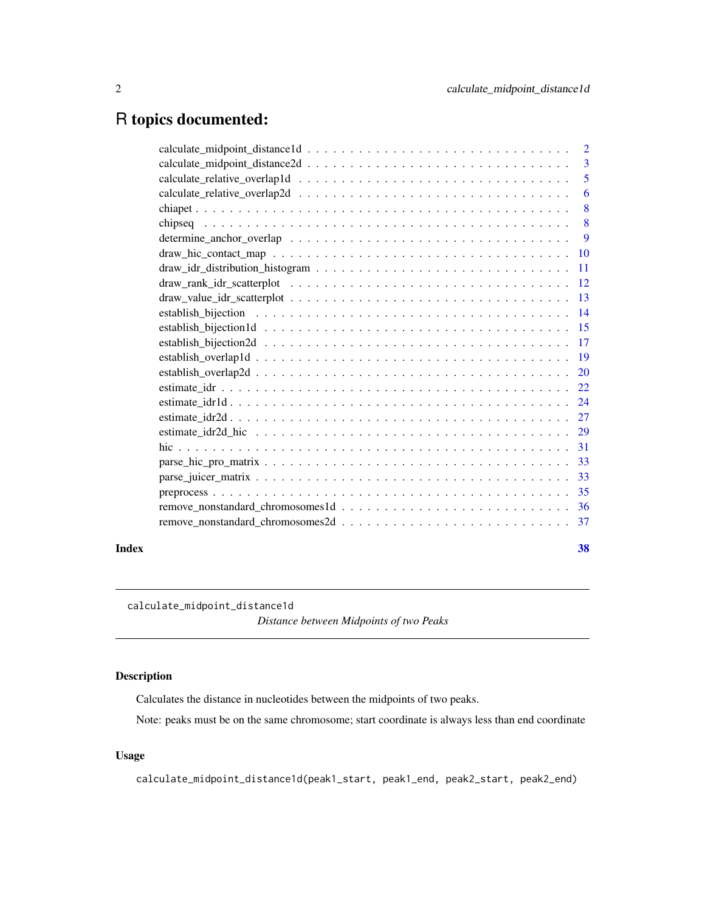# R topics documented:

| | |
|---|---|
| calculate_midpoint_distance1d | 2 |
| calculate_midpoint_distance2d | 3 |
| calculate_relative_overlap1d | 5 |
| calculate_relative_overlap2d | 6 |
| chiapet | 8 |
| chipseq | 8 |
| determine_anchor_overlap | 9 |
| draw_hic_contact_map | 10 |
| draw_idr_distribution_histogram | 11 |
| draw_rank_idr_scatterplot | 12 |
| draw_value_idr_scatterplot | 13 |
| establish_bijection | 14 |
| establish_bijection1d | 15 |
| establish_bijection2d | 17 |
| establish_overlap1d | 19 |
| establish_overlap2d | 20 |
| estimate_idr | 22 |
| estimate_idr1d | 24 |
| estimate_idr2d | 27 |
| estimate_idr2d_hic | 29 |
| hic | 31 |
| parse_hic_pro_matrix | 33 |
| parse_juicer_matrix | 33 |
| preprocess | 35 |
| remove_nonstandard_chromosomes1d | 36 |
| remove_nonstandard_chromosomes2d | 37 |

**Index** 38

---

calculate_midpoint_distance1d *Distance between Midpoints of two Peaks*

---

### Description

Calculates the distance in nucleotides between the midpoints of two peaks.

Note: peaks must be on the same chromosome; start coordinate is always less than end coordinate

### Usage

```
calculate_midpoint_distance1d(peak1_start, peak1_end, peak2_start, peak2_end)
```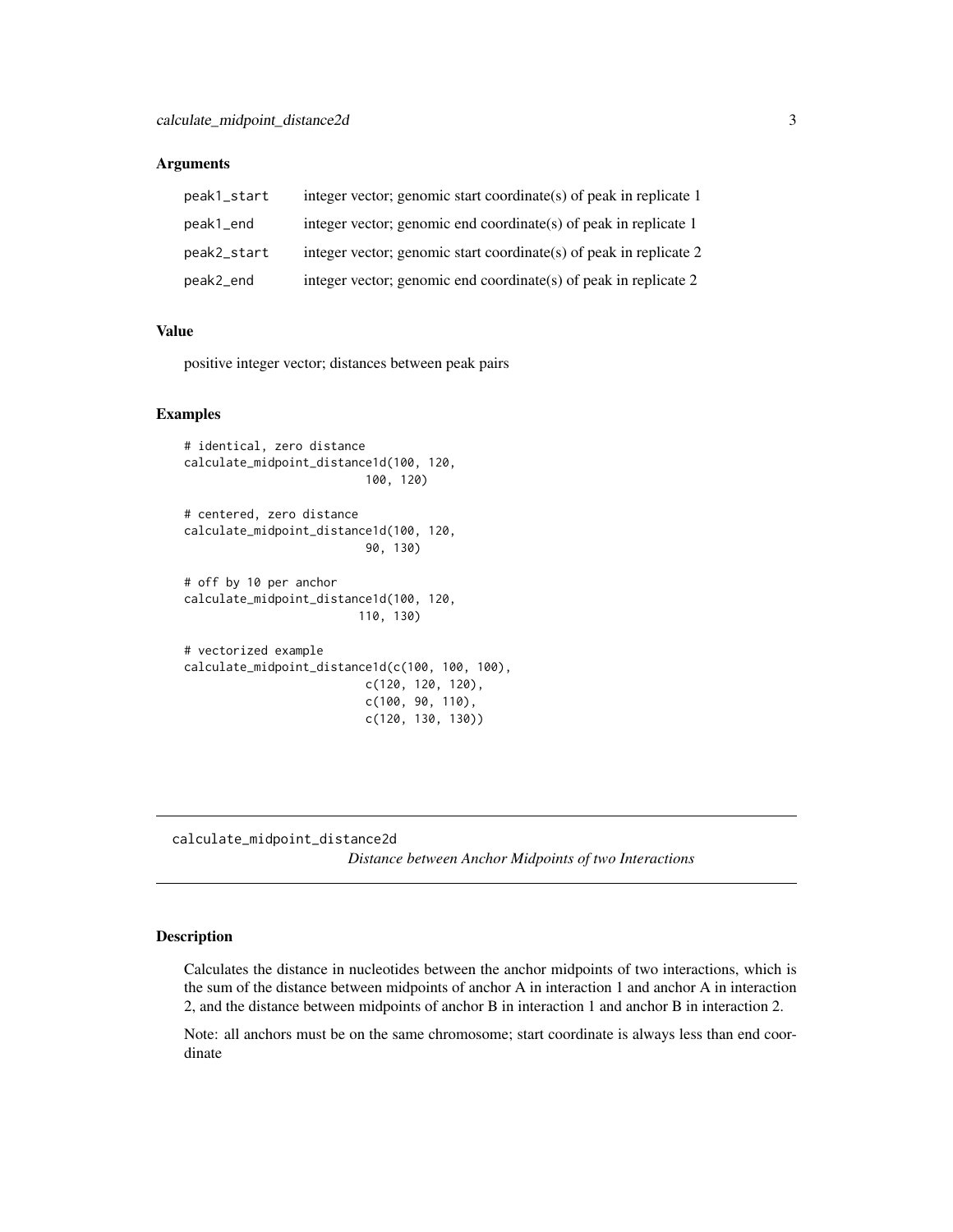### Arguments

| | |
|---|---|
| peak1_start | integer vector; genomic start coordinate(s) of peak in replicate 1 |
| peak1_end | integer vector; genomic end coordinate(s) of peak in replicate 1 |
| peak2_start | integer vector; genomic start coordinate(s) of peak in replicate 2 |
| peak2_end | integer vector; genomic end coordinate(s) of peak in replicate 2 |

### Value

positive integer vector; distances between peak pairs

### Examples

```
# identical, zero distance
calculate_midpoint_distance1d(100, 120,
                              100, 120)

# centered, zero distance
calculate_midpoint_distance1d(100, 120,
                              90, 130)

# off by 10 per anchor
calculate_midpoint_distance1d(100, 120,
                             110, 130)

# vectorized example
calculate_midpoint_distance1d(c(100, 100, 100),
                              c(120, 120, 120),
                              c(100, 90, 110),
                              c(120, 130, 130))
```

---

## calculate_midpoint_distance2d

*Distance between Anchor Midpoints of two Interactions*

---

### Description

Calculates the distance in nucleotides between the anchor midpoints of two interactions, which is the sum of the distance between midpoints of anchor A in interaction 1 and anchor A in interaction 2, and the distance between midpoints of anchor B in interaction 1 and anchor B in interaction 2.

Note: all anchors must be on the same chromosome; start coordinate is always less than end coordinate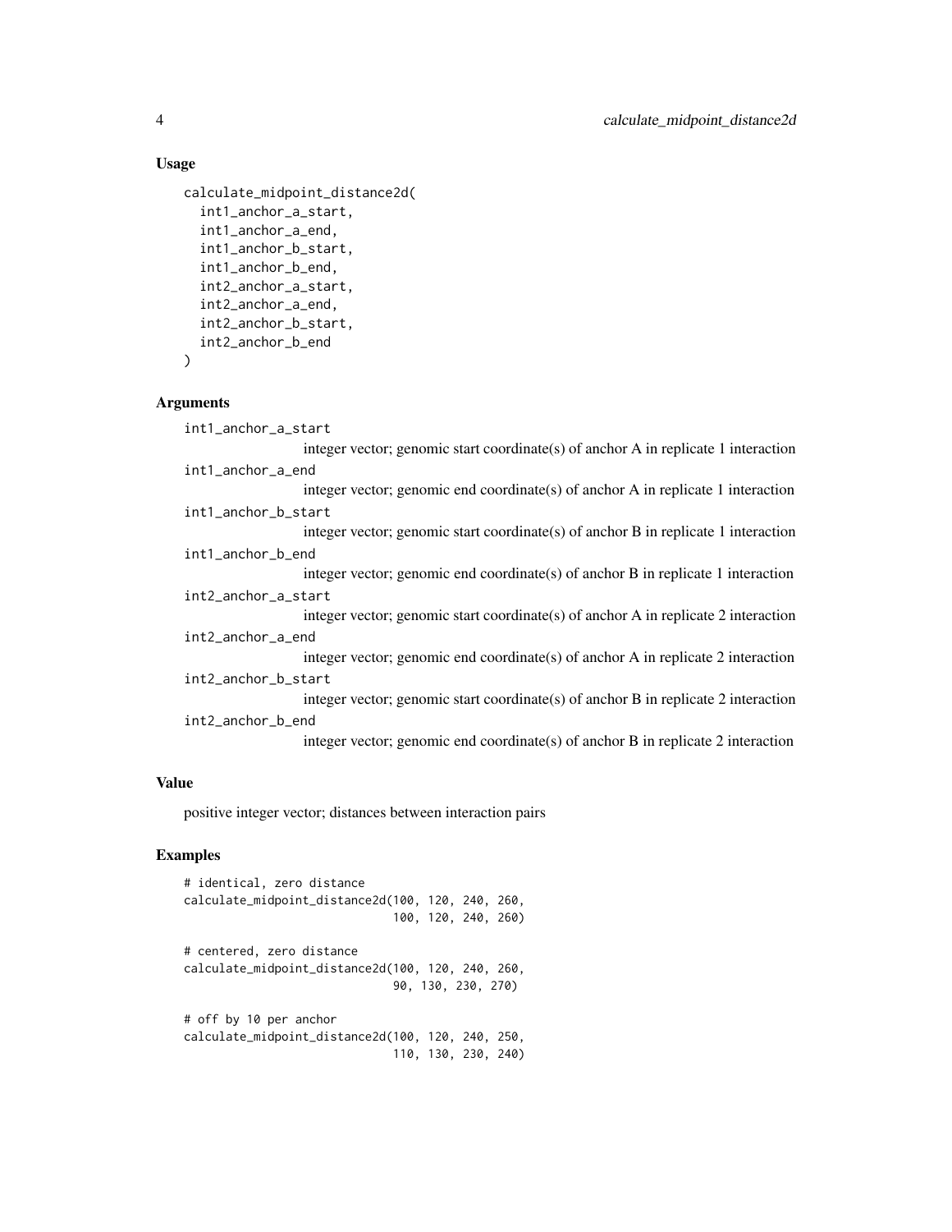## Usage

```
calculate_midpoint_distance2d(
  int1_anchor_a_start,
  int1_anchor_a_end,
  int1_anchor_b_start,
  int1_anchor_b_end,
  int2_anchor_a_start,
  int2_anchor_a_end,
  int2_anchor_b_start,
  int2_anchor_b_end
)
```

## Arguments

`int1_anchor_a_start`
: integer vector; genomic start coordinate(s) of anchor A in replicate 1 interaction

`int1_anchor_a_end`
: integer vector; genomic end coordinate(s) of anchor A in replicate 1 interaction

`int1_anchor_b_start`
: integer vector; genomic start coordinate(s) of anchor B in replicate 1 interaction

`int1_anchor_b_end`
: integer vector; genomic end coordinate(s) of anchor B in replicate 1 interaction

`int2_anchor_a_start`
: integer vector; genomic start coordinate(s) of anchor A in replicate 2 interaction

`int2_anchor_a_end`
: integer vector; genomic end coordinate(s) of anchor A in replicate 2 interaction

`int2_anchor_b_start`
: integer vector; genomic start coordinate(s) of anchor B in replicate 2 interaction

`int2_anchor_b_end`
: integer vector; genomic end coordinate(s) of anchor B in replicate 2 interaction

## Value

positive integer vector; distances between interaction pairs

## Examples

```
# identical, zero distance
calculate_midpoint_distance2d(100, 120, 240, 260,
                              100, 120, 240, 260)

# centered, zero distance
calculate_midpoint_distance2d(100, 120, 240, 260,
                              90, 130, 230, 270)

# off by 10 per anchor
calculate_midpoint_distance2d(100, 120, 240, 250,
                              110, 130, 230, 240)
```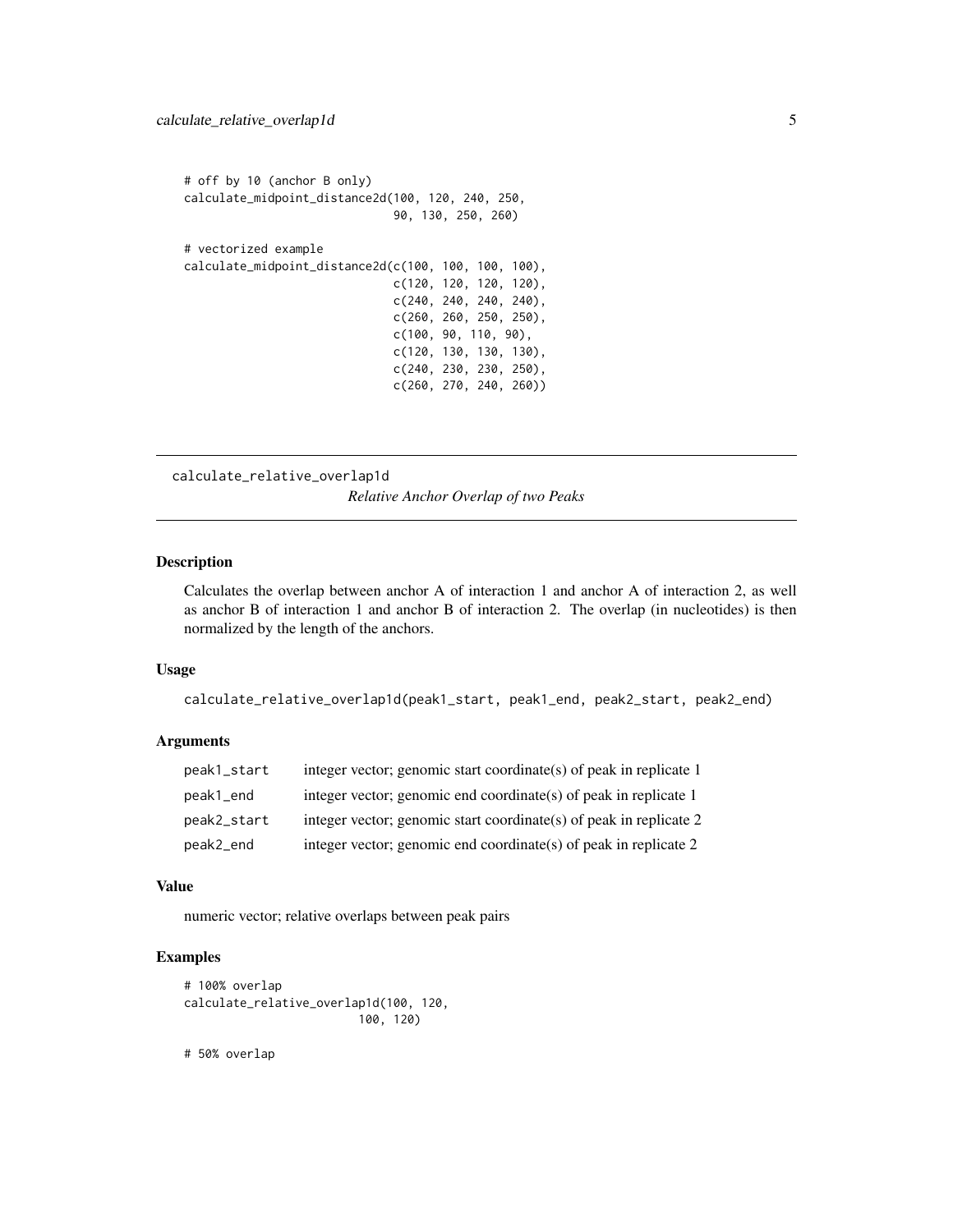```
# off by 10 (anchor B only)
calculate_midpoint_distance2d(100, 120, 240, 250,
                              90, 130, 250, 260)

# vectorized example
calculate_midpoint_distance2d(c(100, 100, 100, 100),
                              c(120, 120, 120, 120),
                              c(240, 240, 240, 240),
                              c(260, 260, 250, 250),
                              c(100, 90, 110, 90),
                              c(120, 130, 130, 130),
                              c(240, 230, 230, 250),
                              c(260, 270, 240, 260))
```

---

## calculate_relative_overlap1d *Relative Anchor Overlap of two Peaks*

---

### Description

Calculates the overlap between anchor A of interaction 1 and anchor A of interaction 2, as well as anchor B of interaction 1 and anchor B of interaction 2. The overlap (in nucleotides) is then normalized by the length of the anchors.

### Usage

```
calculate_relative_overlap1d(peak1_start, peak1_end, peak2_start, peak2_end)
```

### Arguments

| | |
|---|---|
| peak1_start | integer vector; genomic start coordinate(s) of peak in replicate 1 |
| peak1_end | integer vector; genomic end coordinate(s) of peak in replicate 1 |
| peak2_start | integer vector; genomic start coordinate(s) of peak in replicate 2 |
| peak2_end | integer vector; genomic end coordinate(s) of peak in replicate 2 |

### Value

numeric vector; relative overlaps between peak pairs

### Examples

```
# 100% overlap
calculate_relative_overlap1d(100, 120,
                             100, 120)

# 50% overlap
```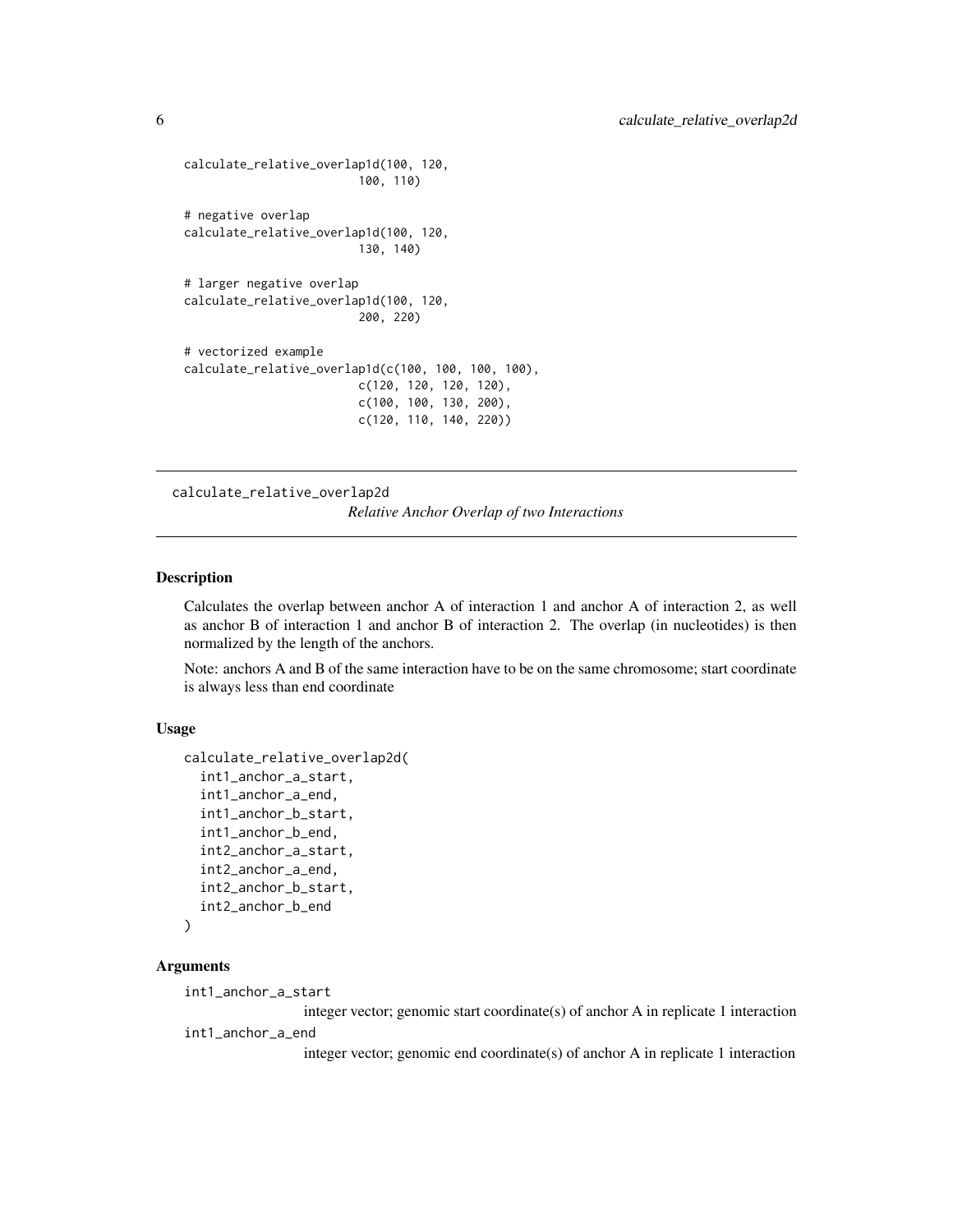```
calculate_relative_overlap1d(100, 120,
                             100, 110)

# negative overlap
calculate_relative_overlap1d(100, 120,
                             130, 140)

# larger negative overlap
calculate_relative_overlap1d(100, 120,
                             200, 220)

# vectorized example
calculate_relative_overlap1d(c(100, 100, 100, 100),
                             c(120, 120, 120, 120),
                             c(100, 100, 130, 200),
                             c(120, 110, 140, 220))
```

---

## calculate_relative_overlap2d

*Relative Anchor Overlap of two Interactions*

---

### Description

Calculates the overlap between anchor A of interaction 1 and anchor A of interaction 2, as well as anchor B of interaction 1 and anchor B of interaction 2. The overlap (in nucleotides) is then normalized by the length of the anchors.

Note: anchors A and B of the same interaction have to be on the same chromosome; start coordinate is always less than end coordinate

### Usage

```
calculate_relative_overlap2d(
  int1_anchor_a_start,
  int1_anchor_a_end,
  int1_anchor_b_start,
  int1_anchor_b_end,
  int2_anchor_a_start,
  int2_anchor_a_end,
  int2_anchor_b_start,
  int2_anchor_b_end
)
```

### Arguments

`int1_anchor_a_start`
integer vector; genomic start coordinate(s) of anchor A in replicate 1 interaction

`int1_anchor_a_end`
integer vector; genomic end coordinate(s) of anchor A in replicate 1 interaction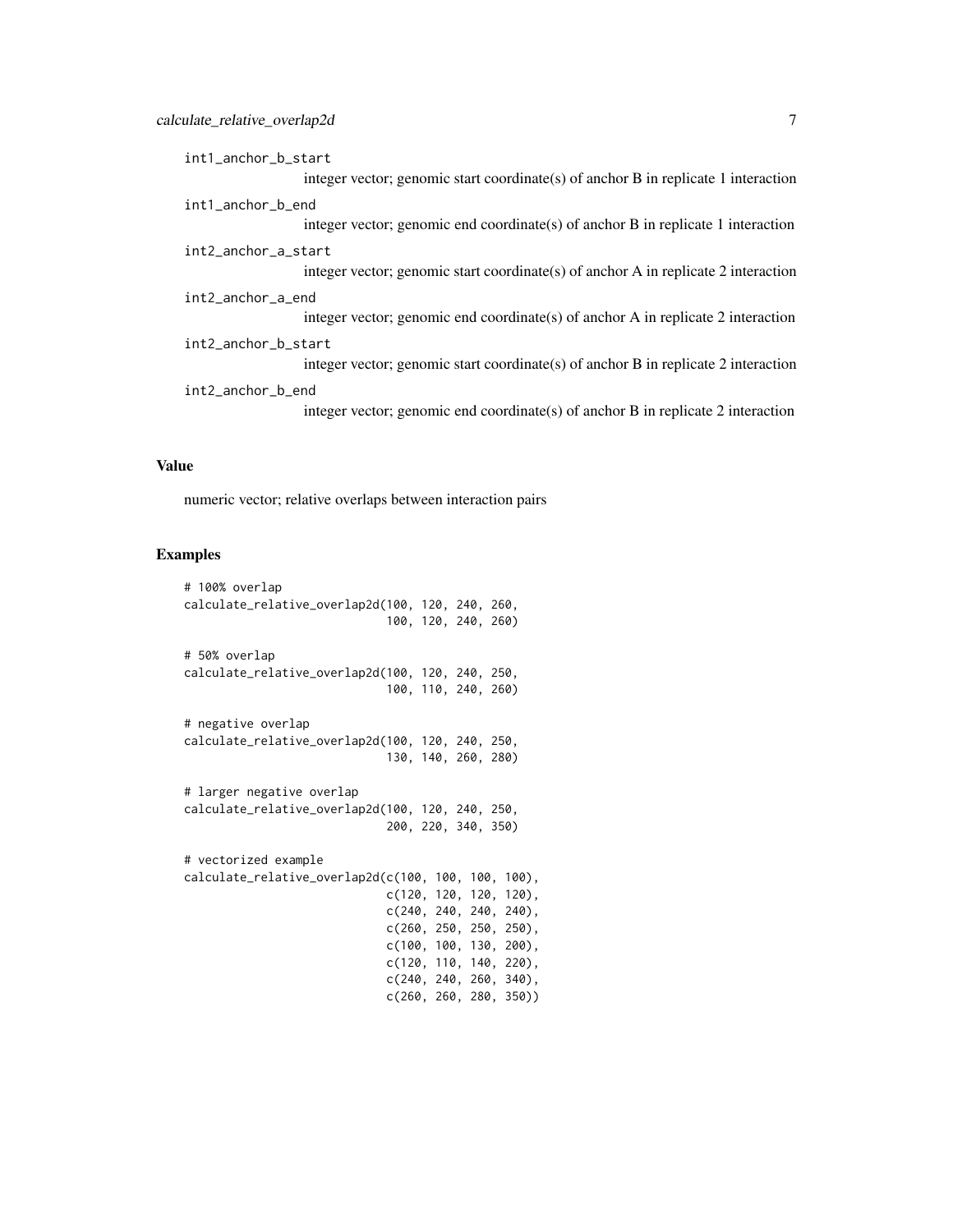int1_anchor_b_start
: integer vector; genomic start coordinate(s) of anchor B in replicate 1 interaction

int1_anchor_b_end
: integer vector; genomic end coordinate(s) of anchor B in replicate 1 interaction

int2_anchor_a_start
: integer vector; genomic start coordinate(s) of anchor A in replicate 2 interaction

int2_anchor_a_end
: integer vector; genomic end coordinate(s) of anchor A in replicate 2 interaction

int2_anchor_b_start
: integer vector; genomic start coordinate(s) of anchor B in replicate 2 interaction

int2_anchor_b_end
: integer vector; genomic end coordinate(s) of anchor B in replicate 2 interaction

## Value

numeric vector; relative overlaps between interaction pairs

## Examples

```
# 100% overlap
calculate_relative_overlap2d(100, 120, 240, 260,
                             100, 120, 240, 260)

# 50% overlap
calculate_relative_overlap2d(100, 120, 240, 250,
                             100, 110, 240, 260)

# negative overlap
calculate_relative_overlap2d(100, 120, 240, 250,
                             130, 140, 260, 280)

# larger negative overlap
calculate_relative_overlap2d(100, 120, 240, 250,
                             200, 220, 340, 350)

# vectorized example
calculate_relative_overlap2d(c(100, 100, 100, 100),
                             c(120, 120, 120, 120),
                             c(240, 240, 240, 240),
                             c(260, 250, 250, 250),
                             c(100, 100, 130, 200),
                             c(120, 110, 140, 220),
                             c(240, 240, 260, 340),
                             c(260, 260, 280, 350))
```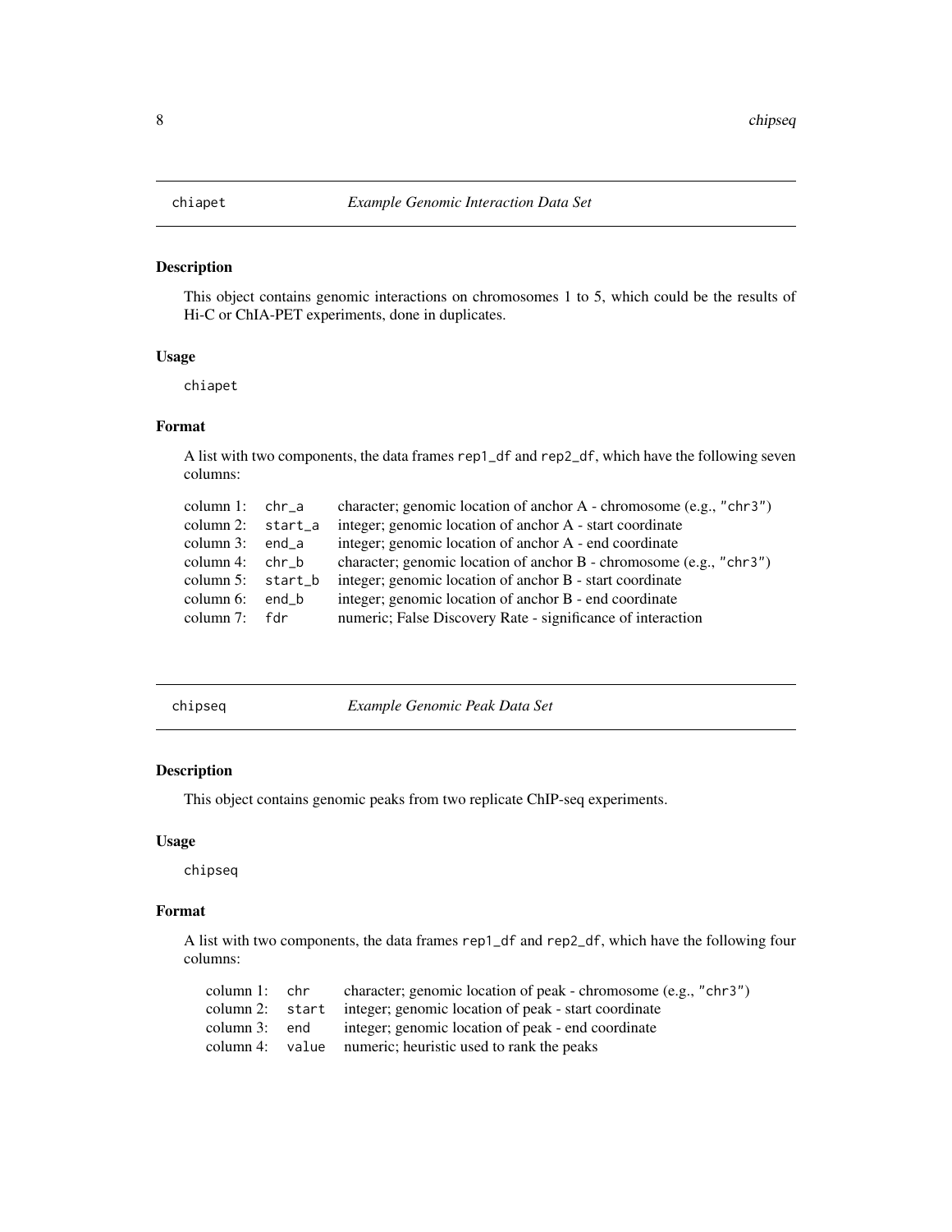## chiapet    *Example Genomic Interaction Data Set*

### Description

This object contains genomic interactions on chromosomes 1 to 5, which could be the results of Hi-C or ChIA-PET experiments, done in duplicates.

### Usage

```
chiapet
```

### Format

A list with two components, the data frames `rep1_df` and `rep2_df`, which have the following seven columns:

| | | |
|---|---|---|
| column 1: | `chr_a` | character; genomic location of anchor A - chromosome (e.g., `"chr3"`) |
| column 2: | `start_a` | integer; genomic location of anchor A - start coordinate |
| column 3: | `end_a` | integer; genomic location of anchor A - end coordinate |
| column 4: | `chr_b` | character; genomic location of anchor B - chromosome (e.g., `"chr3"`) |
| column 5: | `start_b` | integer; genomic location of anchor B - start coordinate |
| column 6: | `end_b` | integer; genomic location of anchor B - end coordinate |
| column 7: | `fdr` | numeric; False Discovery Rate - significance of interaction |

## chipseq    *Example Genomic Peak Data Set*

### Description

This object contains genomic peaks from two replicate ChIP-seq experiments.

### Usage

```
chipseq
```

### Format

A list with two components, the data frames `rep1_df` and `rep2_df`, which have the following four columns:

| | | |
|---|---|---|
| column 1: | `chr` | character; genomic location of peak - chromosome (e.g., `"chr3"`) |
| column 2: | `start` | integer; genomic location of peak - start coordinate |
| column 3: | `end` | integer; genomic location of peak - end coordinate |
| column 4: | `value` | numeric; heuristic used to rank the peaks |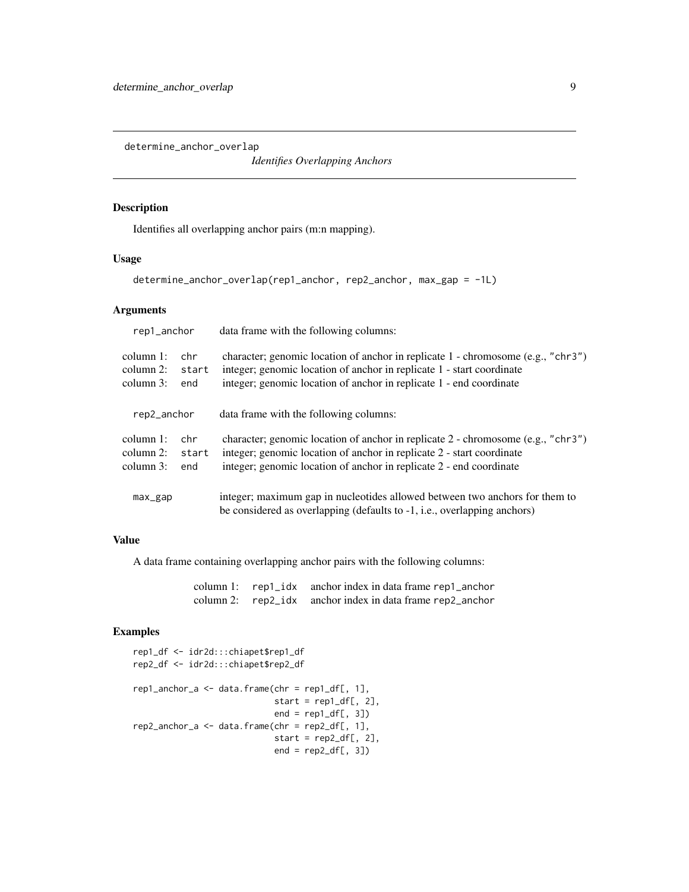determine_anchor_overlap &nbsp;&nbsp;&nbsp;&nbsp;&nbsp;&nbsp;&nbsp;&nbsp; *Identifies Overlapping Anchors*

## Description

Identifies all overlapping anchor pairs (m:n mapping).

## Usage

```
determine_anchor_overlap(rep1_anchor, rep2_anchor, max_gap = -1L)
```

## Arguments

`rep1_anchor` &nbsp;&nbsp; data frame with the following columns:

| | | |
|---|---|---|
| column 1: | `chr` | character; genomic location of anchor in replicate 1 - chromosome (e.g., `"chr3"`) |
| column 2: | `start` | integer; genomic location of anchor in replicate 1 - start coordinate |
| column 3: | `end` | integer; genomic location of anchor in replicate 1 - end coordinate |

`rep2_anchor` &nbsp;&nbsp; data frame with the following columns:

| | | |
|---|---|---|
| column 1: | `chr` | character; genomic location of anchor in replicate 2 - chromosome (e.g., `"chr3"`) |
| column 2: | `start` | integer; genomic location of anchor in replicate 2 - start coordinate |
| column 3: | `end` | integer; genomic location of anchor in replicate 2 - end coordinate |

`max_gap` &nbsp;&nbsp; integer; maximum gap in nucleotides allowed between two anchors for them to be considered as overlapping (defaults to -1, i.e., overlapping anchors)

## Value

A data frame containing overlapping anchor pairs with the following columns:

| | | |
|---|---|---|
| column 1: | `rep1_idx` | anchor index in data frame `rep1_anchor` |
| column 2: | `rep2_idx` | anchor index in data frame `rep2_anchor` |

## Examples

```
rep1_df <- idr2d:::chiapet$rep1_df
rep2_df <- idr2d:::chiapet$rep2_df

rep1_anchor_a <- data.frame(chr = rep1_df[, 1],
                            start = rep1_df[, 2],
                            end = rep1_df[, 3])
rep2_anchor_a <- data.frame(chr = rep2_df[, 1],
                            start = rep2_df[, 2],
                            end = rep2_df[, 3])
```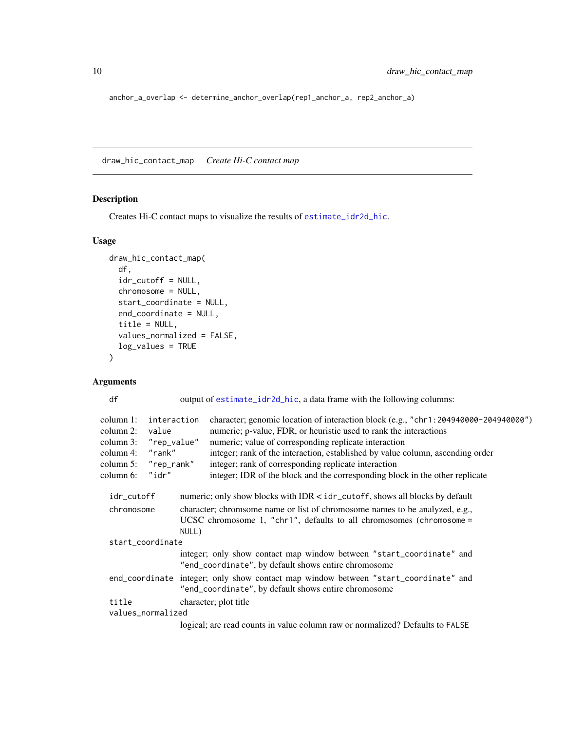```
anchor_a_overlap <- determine_anchor_overlap(rep1_anchor_a, rep2_anchor_a)
```

## draw_hic_contact_map *Create Hi-C contact map*

### Description

Creates Hi-C contact maps to visualize the results of `estimate_idr2d_hic`.

### Usage

```
draw_hic_contact_map(
  df,
  idr_cutoff = NULL,
  chromosome = NULL,
  start_coordinate = NULL,
  end_coordinate = NULL,
  title = NULL,
  values_normalized = FALSE,
  log_values = TRUE
)
```

### Arguments

`df` output of `estimate_idr2d_hic`, a data frame with the following columns:

| | | |
|---|---|---|
| column 1: | `interaction` | character; genomic location of interaction block (e.g., `"chr1:204940000-204940000"`) |
| column 2: | `value` | numeric; p-value, FDR, or heuristic used to rank the interactions |
| column 3: | `"rep_value"` | numeric; value of corresponding replicate interaction |
| column 4: | `"rank"` | integer; rank of the interaction, established by value column, ascending order |
| column 5: | `"rep_rank"` | integer; rank of corresponding replicate interaction |
| column 6: | `"idr"` | integer; IDR of the block and the corresponding block in the other replicate |

`idr_cutoff` numeric; only show blocks with IDR < `idr_cutoff`, shows all blocks by default

`chromosome` character; chromsome name or list of chromosome names to be analyzed, e.g., UCSC chromosome 1, `"chr1"`, defaults to all chromosomes (`chromosome = NULL`)

`start_coordinate` integer; only show contact map window between `"start_coordinate"` and `"end_coordinate"`, by default shows entire chromosome

`end_coordinate` integer; only show contact map window between `"start_coordinate"` and `"end_coordinate"`, by default shows entire chromosome

`title` character; plot title

`values_normalized` logical; are read counts in value column raw or normalized? Defaults to `FALSE`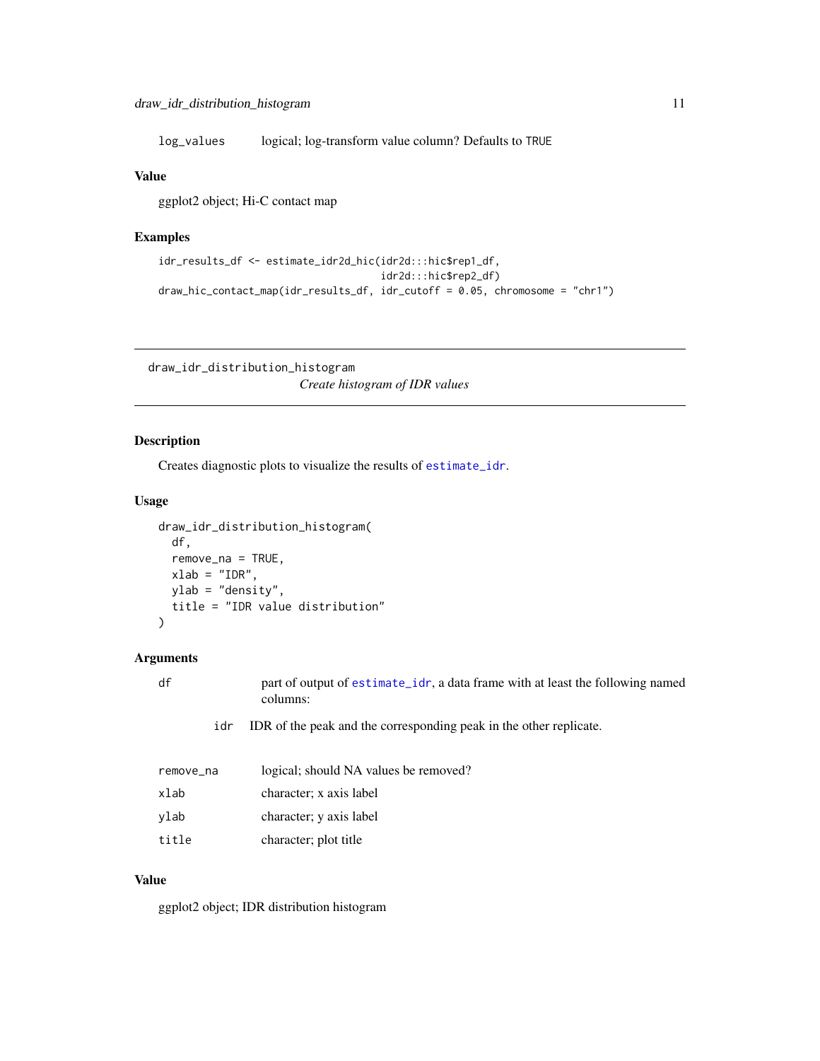log_values logical; log-transform value column? Defaults to TRUE

### Value

ggplot2 object; Hi-C contact map

### Examples

```
idr_results_df <- estimate_idr2d_hic(idr2d:::hic$rep1_df,
                                     idr2d:::hic$rep2_df)
draw_hic_contact_map(idr_results_df, idr_cutoff = 0.05, chromosome = "chr1")
```

---

## draw_idr_distribution_histogram

*Create histogram of IDR values*

---

### Description

Creates diagnostic plots to visualize the results of estimate_idr.

### Usage

```
draw_idr_distribution_histogram(
  df,
  remove_na = TRUE,
  xlab = "IDR",
  ylab = "density",
  title = "IDR value distribution"
)
```

### Arguments

| | |
|---|---|
| df | part of output of estimate_idr, a data frame with at least the following named columns: |
| | idr IDR of the peak and the corresponding peak in the other replicate. |
| remove_na | logical; should NA values be removed? |
| xlab | character; x axis label |
| ylab | character; y axis label |
| title | character; plot title |

### Value

ggplot2 object; IDR distribution histogram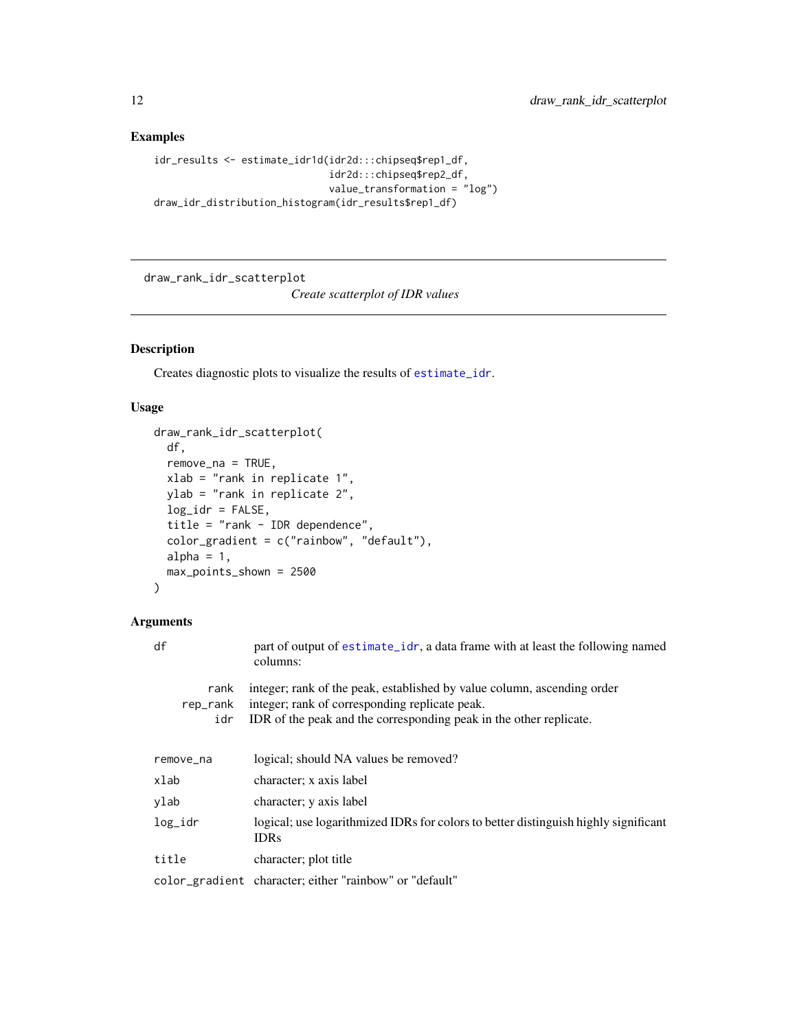## Examples

```
idr_results <- estimate_idr1d(idr2d:::chipseq$rep1_df,
                              idr2d:::chipseq$rep2_df,
                              value_transformation = "log")
draw_idr_distribution_histogram(idr_results$rep1_df)
```

---

## draw_rank_idr_scatterplot

*Create scatterplot of IDR values*

---

### Description

Creates diagnostic plots to visualize the results of estimate_idr.

### Usage

```
draw_rank_idr_scatterplot(
  df,
  remove_na = TRUE,
  xlab = "rank in replicate 1",
  ylab = "rank in replicate 2",
  log_idr = FALSE,
  title = "rank - IDR dependence",
  color_gradient = c("rainbow", "default"),
  alpha = 1,
  max_points_shown = 2500
)
```

### Arguments

| | |
|---|---|
| df | part of output of estimate_idr, a data frame with at least the following named columns: |
| | **rank** integer; rank of the peak, established by value column, ascending order |
| | **rep_rank** integer; rank of corresponding replicate peak. |
| | **idr** IDR of the peak and the corresponding peak in the other replicate. |
| remove_na | logical; should NA values be removed? |
| xlab | character; x axis label |
| ylab | character; y axis label |
| log_idr | logical; use logarithmized IDRs for colors to better distinguish highly significant IDRs |
| title | character; plot title |
| color_gradient | character; either "rainbow" or "default" |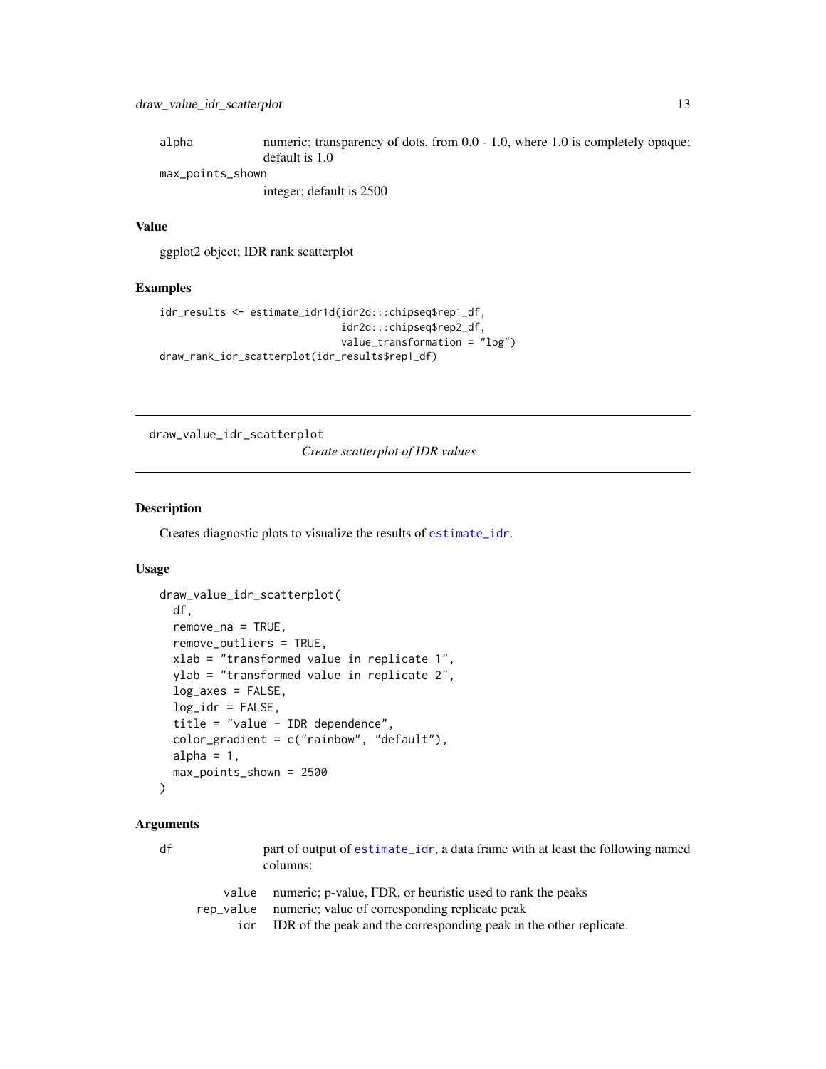alpha	numeric; transparency of dots, from 0.0 - 1.0, where 1.0 is completely opaque; default is 1.0

max_points_shown
	integer; default is 2500

### Value

ggplot2 object; IDR rank scatterplot

### Examples

```
idr_results <- estimate_idr1d(idr2d:::chipseq$rep1_df,
                              idr2d:::chipseq$rep2_df,
                              value_transformation = "log")
draw_rank_idr_scatterplot(idr_results$rep1_df)
```

---

## draw_value_idr_scatterplot

*Create scatterplot of IDR values*

---

### Description

Creates diagnostic plots to visualize the results of estimate_idr.

### Usage

```
draw_value_idr_scatterplot(
  df,
  remove_na = TRUE,
  remove_outliers = TRUE,
  xlab = "transformed value in replicate 1",
  ylab = "transformed value in replicate 2",
  log_axes = FALSE,
  log_idr = FALSE,
  title = "value - IDR dependence",
  color_gradient = c("rainbow", "default"),
  alpha = 1,
  max_points_shown = 2500
)
```

### Arguments

df	part of output of estimate_idr, a data frame with at least the following named columns:

| | |
|---|---|
| value | numeric; p-value, FDR, or heuristic used to rank the peaks |
| rep_value | numeric; value of corresponding replicate peak |
| idr | IDR of the peak and the corresponding peak in the other replicate. |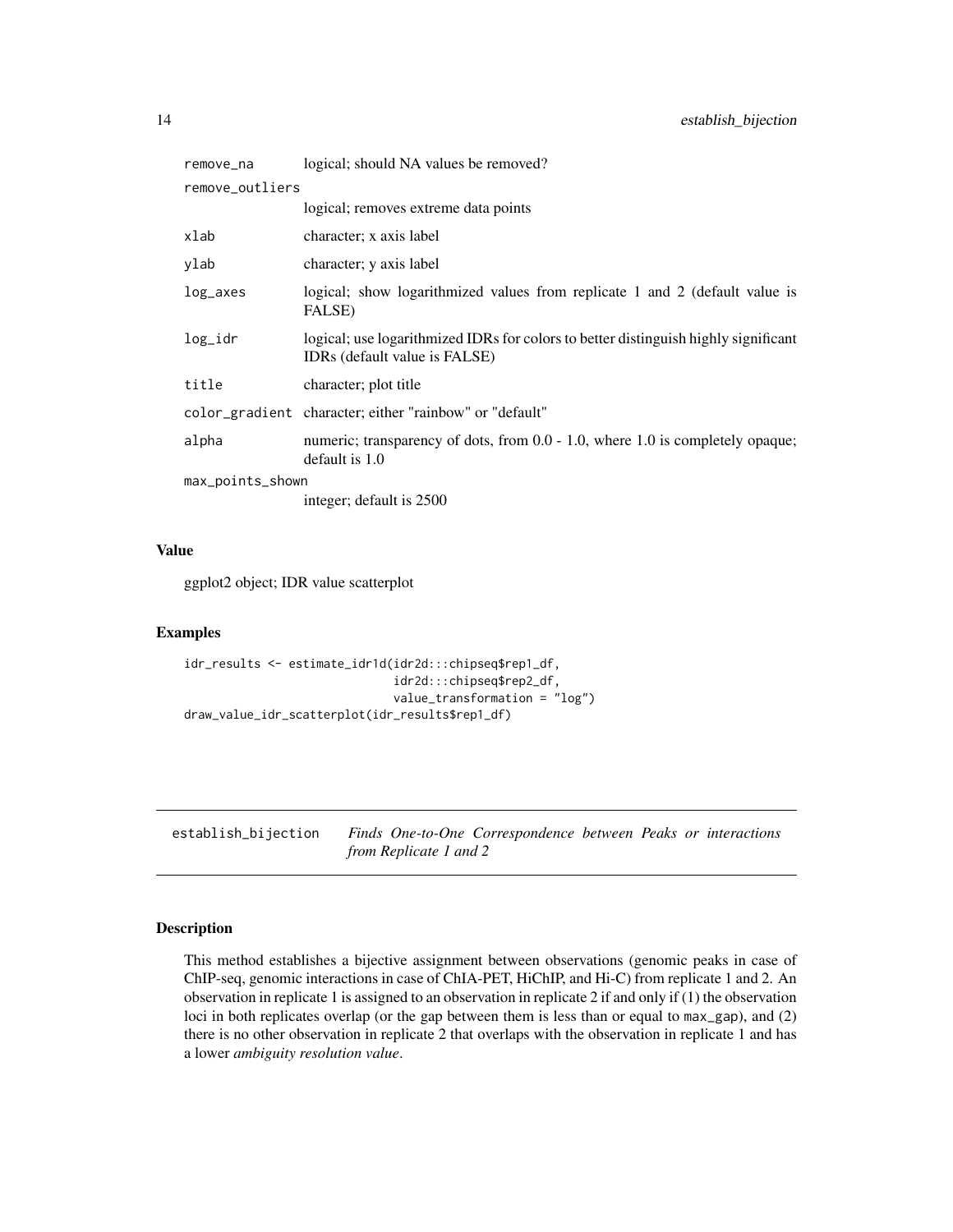| | |
|---|---|
| `remove_na` | logical; should NA values be removed? |
| `remove_outliers` | logical; removes extreme data points |
| `xlab` | character; x axis label |
| `ylab` | character; y axis label |
| `log_axes` | logical; show logarithmized values from replicate 1 and 2 (default value is FALSE) |
| `log_idr` | logical; use logarithmized IDRs for colors to better distinguish highly significant IDRs (default value is FALSE) |
| `title` | character; plot title |
| `color_gradient` | character; either "rainbow" or "default" |
| `alpha` | numeric; transparency of dots, from 0.0 - 1.0, where 1.0 is completely opaque; default is 1.0 |
| `max_points_shown` | integer; default is 2500 |

### Value

ggplot2 object; IDR value scatterplot

### Examples

```
idr_results <- estimate_idr1d(idr2d:::chipseq$rep1_df,
                              idr2d:::chipseq$rep2_df,
                              value_transformation = "log")
draw_value_idr_scatterplot(idr_results$rep1_df)
```

---

## establish_bijection — *Finds One-to-One Correspondence between Peaks or interactions from Replicate 1 and 2*

---

### Description

This method establishes a bijective assignment between observations (genomic peaks in case of ChIP-seq, genomic interactions in case of ChIA-PET, HiChIP, and Hi-C) from replicate 1 and 2. An observation in replicate 1 is assigned to an observation in replicate 2 if and only if (1) the observation loci in both replicates overlap (or the gap between them is less than or equal to `max_gap`), and (2) there is no other observation in replicate 2 that overlaps with the observation in replicate 1 and has a lower *ambiguity resolution value*.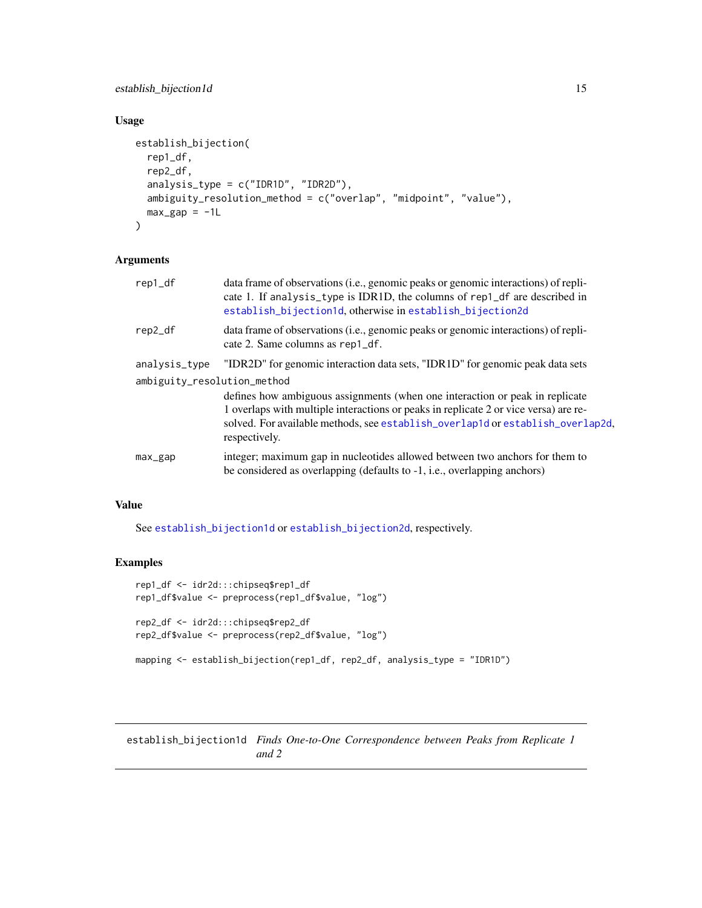### Usage

```
establish_bijection(
  rep1_df,
  rep2_df,
  analysis_type = c("IDR1D", "IDR2D"),
  ambiguity_resolution_method = c("overlap", "midpoint", "value"),
  max_gap = -1L
)
```

### Arguments

| | |
|---|---|
| `rep1_df` | data frame of observations (i.e., genomic peaks or genomic interactions) of replicate 1. If `analysis_type` is IDR1D, the columns of `rep1_df` are described in `establish_bijection1d`, otherwise in `establish_bijection2d` |
| `rep2_df` | data frame of observations (i.e., genomic peaks or genomic interactions) of replicate 2. Same columns as `rep1_df`. |
| `analysis_type` | "IDR2D" for genomic interaction data sets, "IDR1D" for genomic peak data sets |
| `ambiguity_resolution_method` | defines how ambiguous assignments (when one interaction or peak in replicate 1 overlaps with multiple interactions or peaks in replicate 2 or vice versa) are resolved. For available methods, see `establish_overlap1d` or `establish_overlap2d`, respectively. |
| `max_gap` | integer; maximum gap in nucleotides allowed between two anchors for them to be considered as overlapping (defaults to -1, i.e., overlapping anchors) |

### Value

See `establish_bijection1d` or `establish_bijection2d`, respectively.

### Examples

```
rep1_df <- idr2d:::chipseq$rep1_df
rep1_df$value <- preprocess(rep1_df$value, "log")

rep2_df <- idr2d:::chipseq$rep2_df
rep2_df$value <- preprocess(rep2_df$value, "log")

mapping <- establish_bijection(rep1_df, rep2_df, analysis_type = "IDR1D")
```

---

## establish_bijection1d *Finds One-to-One Correspondence between Peaks from Replicate 1 and 2*

---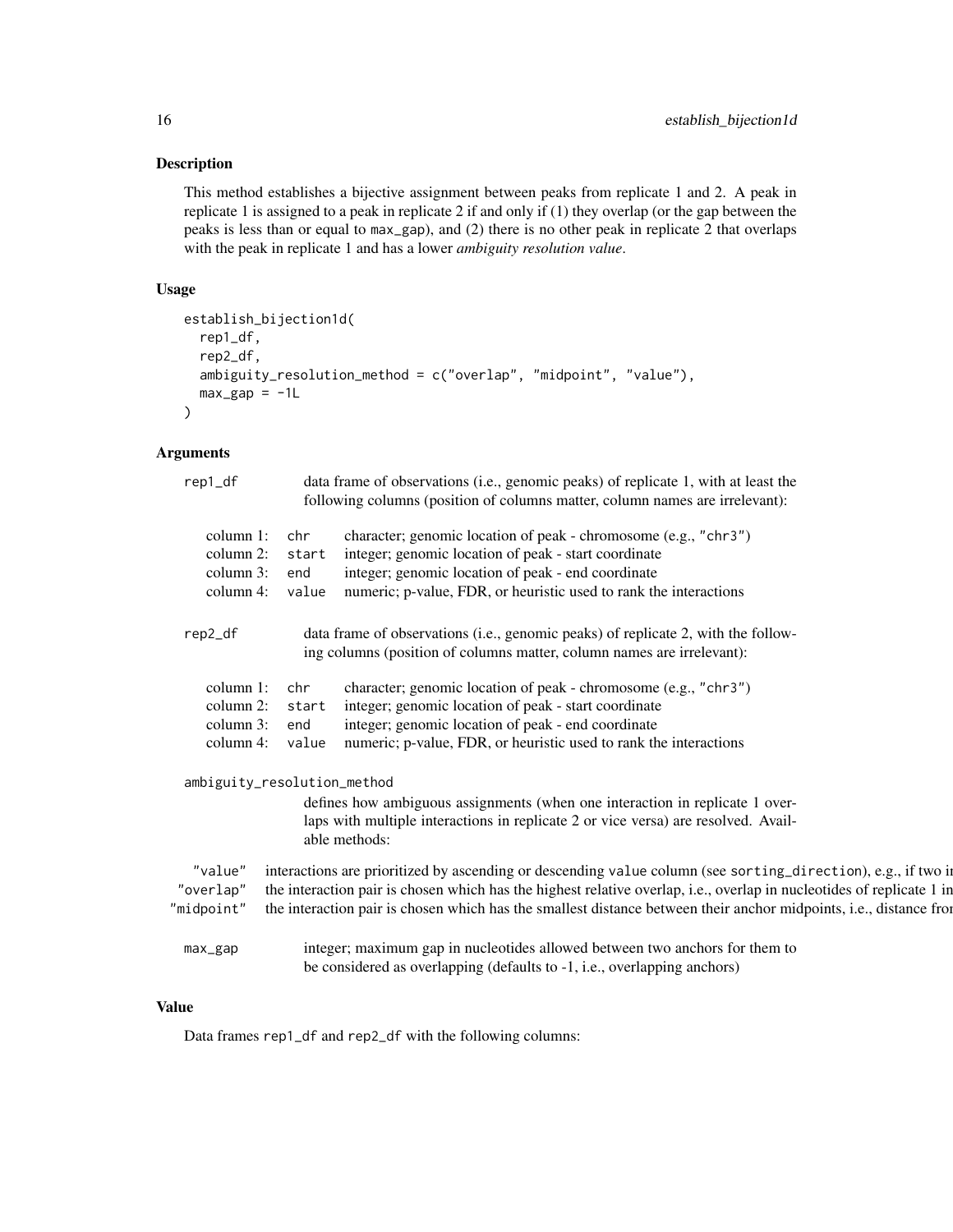## Description

This method establishes a bijective assignment between peaks from replicate 1 and 2. A peak in replicate 1 is assigned to a peak in replicate 2 if and only if (1) they overlap (or the gap between the peaks is less than or equal to `max_gap`), and (2) there is no other peak in replicate 2 that overlaps with the peak in replicate 1 and has a lower *ambiguity resolution value*.

## Usage

```
establish_bijection1d(
  rep1_df,
  rep2_df,
  ambiguity_resolution_method = c("overlap", "midpoint", "value"),
  max_gap = -1L
)
```

## Arguments

`rep1_df` data frame of observations (i.e., genomic peaks) of replicate 1, with at least the following columns (position of columns matter, column names are irrelevant):

| | | |
|---|---|---|
| column 1: | `chr` | character; genomic location of peak - chromosome (e.g., `"chr3"`) |
| column 2: | `start` | integer; genomic location of peak - start coordinate |
| column 3: | `end` | integer; genomic location of peak - end coordinate |
| column 4: | `value` | numeric; p-value, FDR, or heuristic used to rank the interactions |

`rep2_df` data frame of observations (i.e., genomic peaks) of replicate 2, with the following columns (position of columns matter, column names are irrelevant):

| | | |
|---|---|---|
| column 1: | `chr` | character; genomic location of peak - chromosome (e.g., `"chr3"`) |
| column 2: | `start` | integer; genomic location of peak - start coordinate |
| column 3: | `end` | integer; genomic location of peak - end coordinate |
| column 4: | `value` | numeric; p-value, FDR, or heuristic used to rank the interactions |

`ambiguity_resolution_method`
defines how ambiguous assignments (when one interaction in replicate 1 overlaps with multiple interactions in replicate 2 or vice versa) are resolved. Available methods:

| | |
|---|---|
| `"value"` | interactions are prioritized by ascending or descending `value` column (see `sorting_direction`), e.g., if two i |
| `"overlap"` | the interaction pair is chosen which has the highest relative overlap, i.e., overlap in nucleotides of replicate 1 in |
| `"midpoint"` | the interaction pair is chosen which has the smallest distance between their anchor midpoints, i.e., distance fro |

`max_gap` integer; maximum gap in nucleotides allowed between two anchors for them to be considered as overlapping (defaults to -1, i.e., overlapping anchors)

## Value

Data frames `rep1_df` and `rep2_df` with the following columns: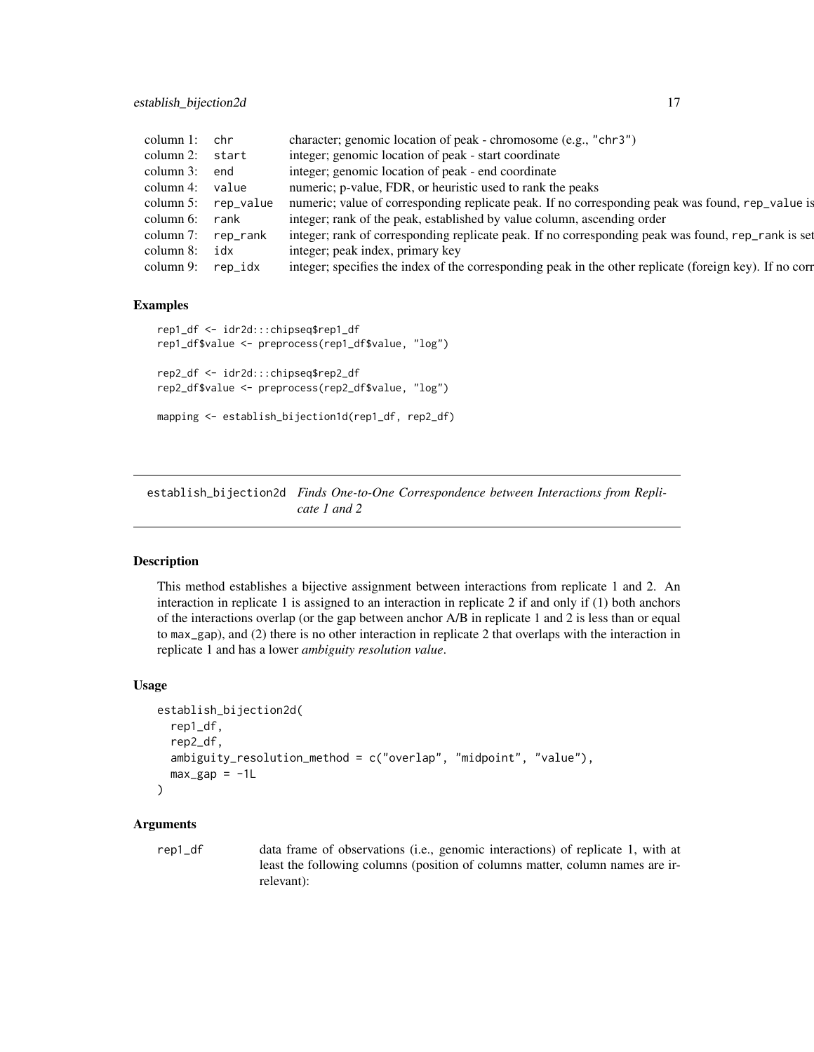| | | |
|---|---|---|
| column 1: | chr | character; genomic location of peak - chromosome (e.g., "chr3") |
| column 2: | start | integer; genomic location of peak - start coordinate |
| column 3: | end | integer; genomic location of peak - end coordinate |
| column 4: | value | numeric; p-value, FDR, or heuristic used to rank the peaks |
| column 5: | rep_value | numeric; value of corresponding replicate peak. If no corresponding peak was found, rep_value is |
| column 6: | rank | integer; rank of the peak, established by value column, ascending order |
| column 7: | rep_rank | integer; rank of corresponding replicate peak. If no corresponding peak was found, rep_rank is set |
| column 8: | idx | integer; peak index, primary key |
| column 9: | rep_idx | integer; specifies the index of the corresponding peak in the other replicate (foreign key). If no corr |

### Examples

```
rep1_df <- idr2d:::chipseq$rep1_df
rep1_df$value <- preprocess(rep1_df$value, "log")

rep2_df <- idr2d:::chipseq$rep2_df
rep2_df$value <- preprocess(rep2_df$value, "log")

mapping <- establish_bijection1d(rep1_df, rep2_df)
```

---

## establish_bijection2d *Finds One-to-One Correspondence between Interactions from Replicate 1 and 2*

---

### Description

This method establishes a bijective assignment between interactions from replicate 1 and 2. An interaction in replicate 1 is assigned to an interaction in replicate 2 if and only if (1) both anchors of the interactions overlap (or the gap between anchor A/B in replicate 1 and 2 is less than or equal to max_gap), and (2) there is no other interaction in replicate 2 that overlaps with the interaction in replicate 1 and has a lower *ambiguity resolution value*.

### Usage

```
establish_bijection2d(
  rep1_df,
  rep2_df,
  ambiguity_resolution_method = c("overlap", "midpoint", "value"),
  max_gap = -1L
)
```

### Arguments

rep1_df   data frame of observations (i.e., genomic interactions) of replicate 1, with at least the following columns (position of columns matter, column names are irrelevant):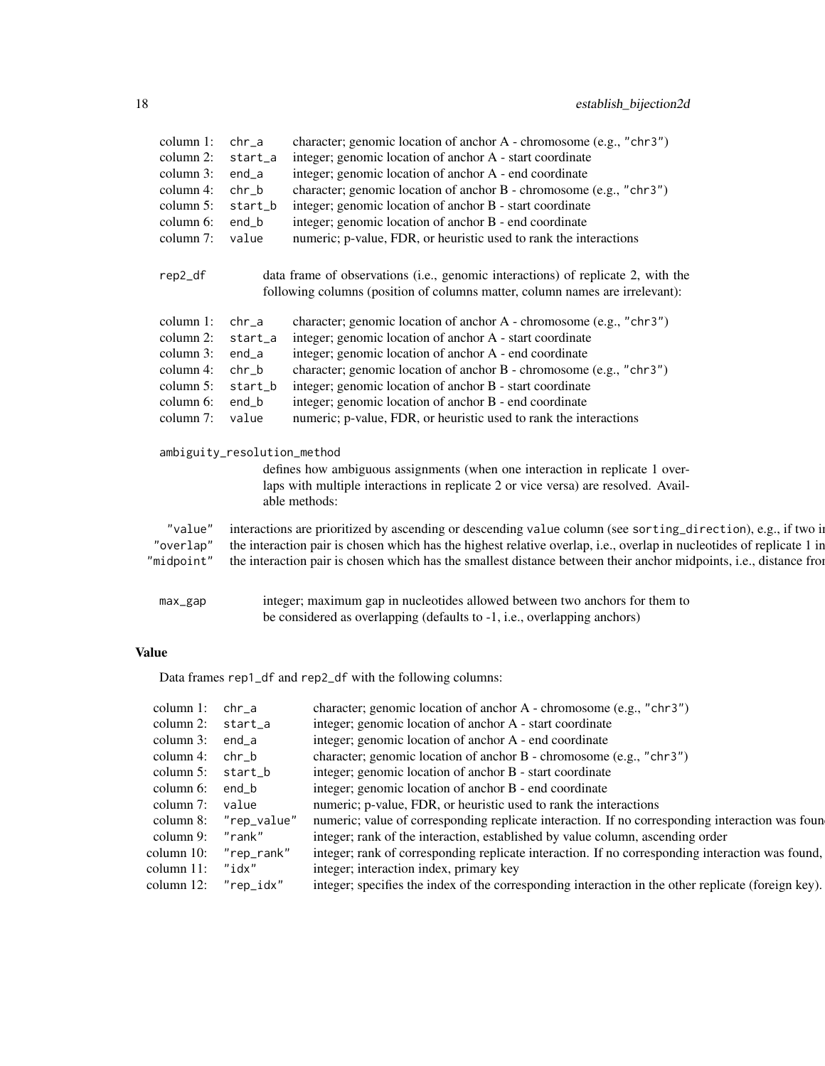| | | |
|---|---|---|
| column 1: | chr_a | character; genomic location of anchor A - chromosome (e.g., "chr3") |
| column 2: | start_a | integer; genomic location of anchor A - start coordinate |
| column 3: | end_a | integer; genomic location of anchor A - end coordinate |
| column 4: | chr_b | character; genomic location of anchor B - chromosome (e.g., "chr3") |
| column 5: | start_b | integer; genomic location of anchor B - start coordinate |
| column 6: | end_b | integer; genomic location of anchor B - end coordinate |
| column 7: | value | numeric; p-value, FDR, or heuristic used to rank the interactions |

rep2_df
: data frame of observations (i.e., genomic interactions) of replicate 2, with the following columns (position of columns matter, column names are irrelevant):

| | | |
|---|---|---|
| column 1: | chr_a | character; genomic location of anchor A - chromosome (e.g., "chr3") |
| column 2: | start_a | integer; genomic location of anchor A - start coordinate |
| column 3: | end_a | integer; genomic location of anchor A - end coordinate |
| column 4: | chr_b | character; genomic location of anchor B - chromosome (e.g., "chr3") |
| column 5: | start_b | integer; genomic location of anchor B - start coordinate |
| column 6: | end_b | integer; genomic location of anchor B - end coordinate |
| column 7: | value | numeric; p-value, FDR, or heuristic used to rank the interactions |

ambiguity_resolution_method
: defines how ambiguous assignments (when one interaction in replicate 1 overlaps with multiple interactions in replicate 2 or vice versa) are resolved. Available methods:

| | |
|---|---|
| "value" | interactions are prioritized by ascending or descending value column (see sorting_direction), e.g., if two i |
| "overlap" | the interaction pair is chosen which has the highest relative overlap, i.e., overlap in nucleotides of replicate 1 in |
| "midpoint" | the interaction pair is chosen which has the smallest distance between their anchor midpoints, i.e., distance fro |

max_gap
: integer; maximum gap in nucleotides allowed between two anchors for them to be considered as overlapping (defaults to -1, i.e., overlapping anchors)

### Value

Data frames rep1_df and rep2_df with the following columns:

| | | |
|---|---|---|
| column 1: | chr_a | character; genomic location of anchor A - chromosome (e.g., "chr3") |
| column 2: | start_a | integer; genomic location of anchor A - start coordinate |
| column 3: | end_a | integer; genomic location of anchor A - end coordinate |
| column 4: | chr_b | character; genomic location of anchor B - chromosome (e.g., "chr3") |
| column 5: | start_b | integer; genomic location of anchor B - start coordinate |
| column 6: | end_b | integer; genomic location of anchor B - end coordinate |
| column 7: | value | numeric; p-value, FDR, or heuristic used to rank the interactions |
| column 8: | "rep_value" | numeric; value of corresponding replicate interaction. If no corresponding interaction was foun |
| column 9: | "rank" | integer; rank of the interaction, established by value column, ascending order |
| column 10: | "rep_rank" | integer; rank of corresponding replicate interaction. If no corresponding interaction was found, |
| column 11: | "idx" | integer; interaction index, primary key |
| column 12: | "rep_idx" | integer; specifies the index of the corresponding interaction in the other replicate (foreign key). |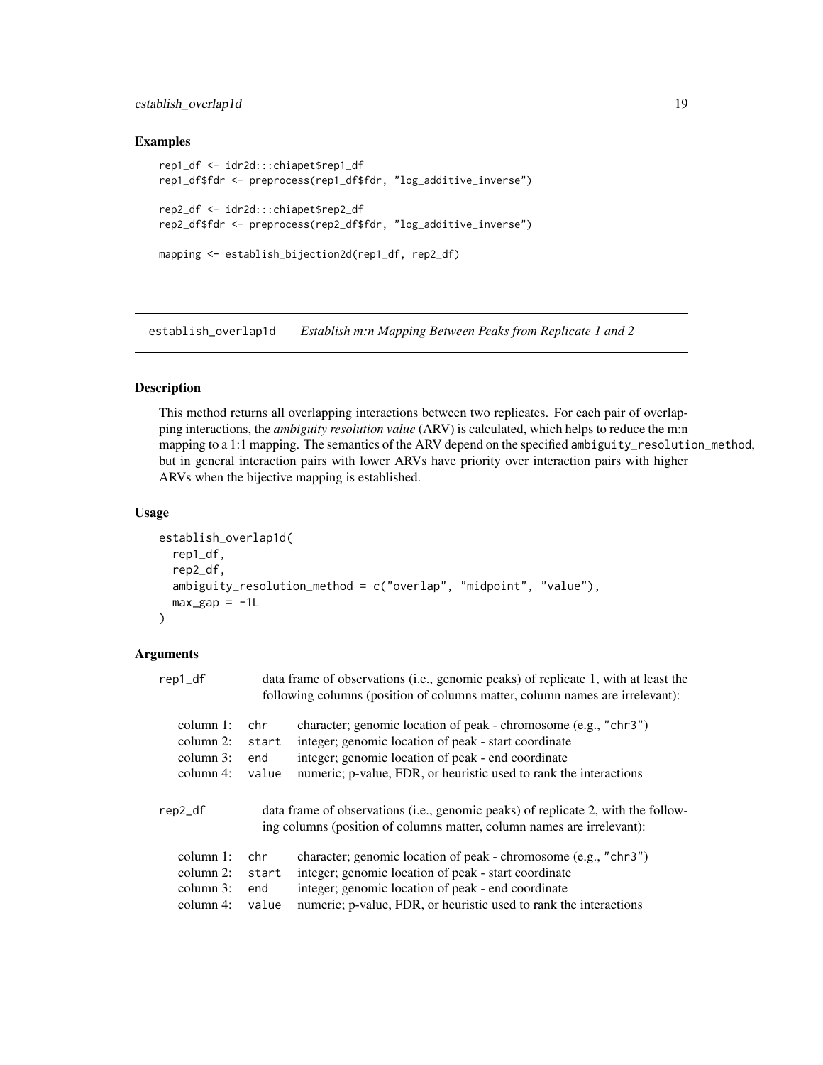### Examples

```
rep1_df <- idr2d:::chiapet$rep1_df
rep1_df$fdr <- preprocess(rep1_df$fdr, "log_additive_inverse")

rep2_df <- idr2d:::chiapet$rep2_df
rep2_df$fdr <- preprocess(rep2_df$fdr, "log_additive_inverse")

mapping <- establish_bijection2d(rep1_df, rep2_df)
```

---

## establish_overlap1d — *Establish m:n Mapping Between Peaks from Replicate 1 and 2*

### Description

This method returns all overlapping interactions between two replicates. For each pair of overlapping interactions, the *ambiguity resolution value* (ARV) is calculated, which helps to reduce the m:n mapping to a 1:1 mapping. The semantics of the ARV depend on the specified `ambiguity_resolution_method`, but in general interaction pairs with lower ARVs have priority over interaction pairs with higher ARVs when the bijective mapping is established.

### Usage

```
establish_overlap1d(
  rep1_df,
  rep2_df,
  ambiguity_resolution_method = c("overlap", "midpoint", "value"),
  max_gap = -1L
)
```

### Arguments

`rep1_df` — data frame of observations (i.e., genomic peaks) of replicate 1, with at least the following columns (position of columns matter, column names are irrelevant):

| | | |
|---|---|---|
| column 1: | `chr` | character; genomic location of peak - chromosome (e.g., "chr3") |
| column 2: | `start` | integer; genomic location of peak - start coordinate |
| column 3: | `end` | integer; genomic location of peak - end coordinate |
| column 4: | `value` | numeric; p-value, FDR, or heuristic used to rank the interactions |

`rep2_df` — data frame of observations (i.e., genomic peaks) of replicate 2, with the following columns (position of columns matter, column names are irrelevant):

| | | |
|---|---|---|
| column 1: | `chr` | character; genomic location of peak - chromosome (e.g., "chr3") |
| column 2: | `start` | integer; genomic location of peak - start coordinate |
| column 3: | `end` | integer; genomic location of peak - end coordinate |
| column 4: | `value` | numeric; p-value, FDR, or heuristic used to rank the interactions |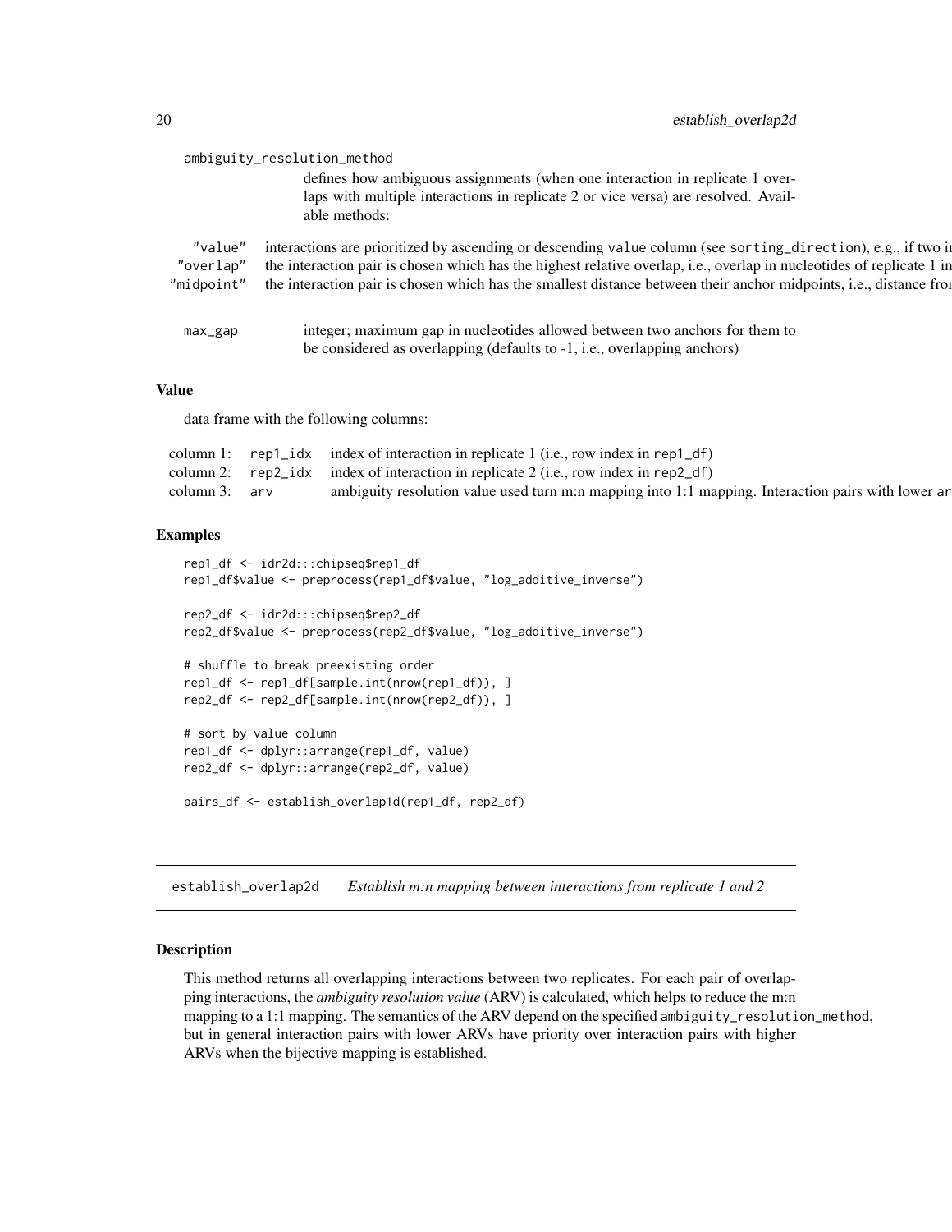ambiguity_resolution_method

defines how ambiguous assignments (when one interaction in replicate 1 overlaps with multiple interactions in replicate 2 or vice versa) are resolved. Available methods:

| | |
|---|---|
| "value" | interactions are prioritized by ascending or descending value column (see sorting_direction), e.g., if two i |
| "overlap" | the interaction pair is chosen which has the highest relative overlap, i.e., overlap in nucleotides of replicate 1 in |
| "midpoint" | the interaction pair is chosen which has the smallest distance between their anchor midpoints, i.e., distance fro |

max_gap

integer; maximum gap in nucleotides allowed between two anchors for them to be considered as overlapping (defaults to -1, i.e., overlapping anchors)

### Value

data frame with the following columns:

| | | |
|---|---|---|
| column 1: | rep1_idx | index of interaction in replicate 1 (i.e., row index in rep1_df) |
| column 2: | rep2_idx | index of interaction in replicate 2 (i.e., row index in rep2_df) |
| column 3: | arv | ambiguity resolution value used turn m:n mapping into 1:1 mapping. Interaction pairs with lower ar |

### Examples

```
rep1_df <- idr2d:::chipseq$rep1_df
rep1_df$value <- preprocess(rep1_df$value, "log_additive_inverse")

rep2_df <- idr2d:::chipseq$rep2_df
rep2_df$value <- preprocess(rep2_df$value, "log_additive_inverse")

# shuffle to break preexisting order
rep1_df <- rep1_df[sample.int(nrow(rep1_df)), ]
rep2_df <- rep2_df[sample.int(nrow(rep2_df)), ]

# sort by value column
rep1_df <- dplyr::arrange(rep1_df, value)
rep2_df <- dplyr::arrange(rep2_df, value)

pairs_df <- establish_overlap1d(rep1_df, rep2_df)
```

## establish_overlap2d *Establish m:n mapping between interactions from replicate 1 and 2*

### Description

This method returns all overlapping interactions between two replicates. For each pair of overlapping interactions, the *ambiguity resolution value* (ARV) is calculated, which helps to reduce the m:n mapping to a 1:1 mapping. The semantics of the ARV depend on the specified ambiguity_resolution_method, but in general interaction pairs with lower ARVs have priority over interaction pairs with higher ARVs when the bijective mapping is established.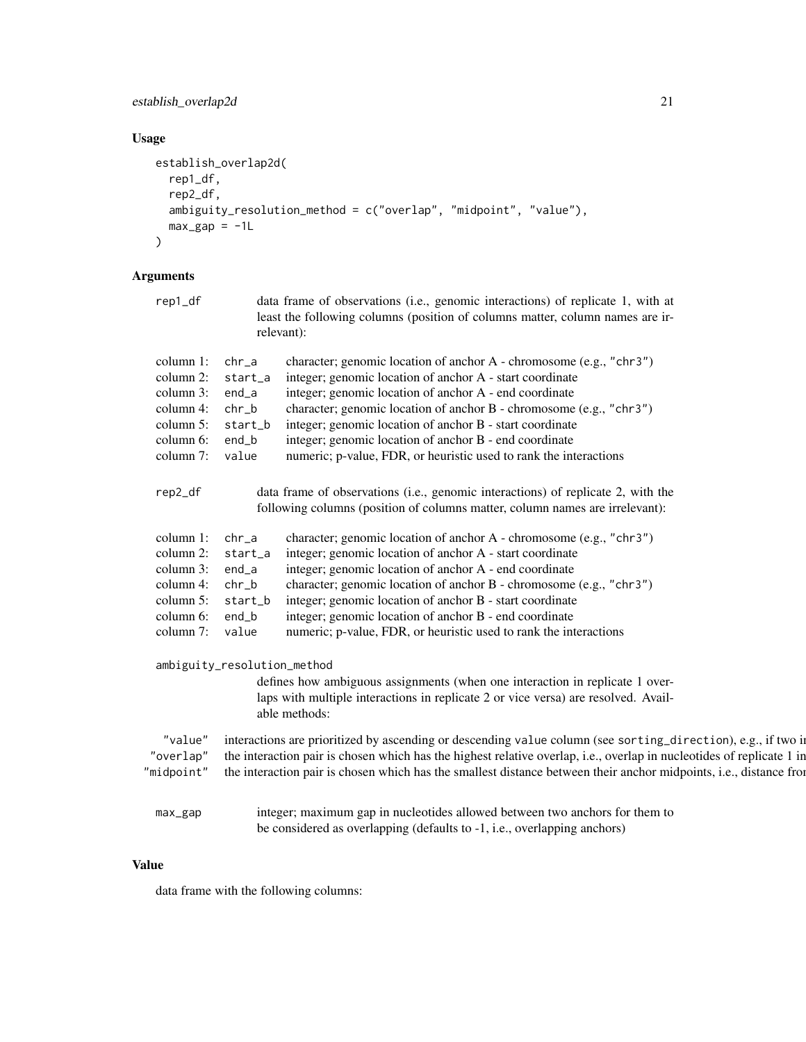## Usage

```
establish_overlap2d(
  rep1_df,
  rep2_df,
  ambiguity_resolution_method = c("overlap", "midpoint", "value"),
  max_gap = -1L
)
```

## Arguments

**rep1_df** data frame of observations (i.e., genomic interactions) of replicate 1, with at least the following columns (position of columns matter, column names are irrelevant):

| | | |
|---|---|---|
| column 1: | chr_a | character; genomic location of anchor A - chromosome (e.g., "chr3") |
| column 2: | start_a | integer; genomic location of anchor A - start coordinate |
| column 3: | end_a | integer; genomic location of anchor A - end coordinate |
| column 4: | chr_b | character; genomic location of anchor B - chromosome (e.g., "chr3") |
| column 5: | start_b | integer; genomic location of anchor B - start coordinate |
| column 6: | end_b | integer; genomic location of anchor B - end coordinate |
| column 7: | value | numeric; p-value, FDR, or heuristic used to rank the interactions |

**rep2_df** data frame of observations (i.e., genomic interactions) of replicate 2, with the following columns (position of columns matter, column names are irrelevant):

| | | |
|---|---|---|
| column 1: | chr_a | character; genomic location of anchor A - chromosome (e.g., "chr3") |
| column 2: | start_a | integer; genomic location of anchor A - start coordinate |
| column 3: | end_a | integer; genomic location of anchor A - end coordinate |
| column 4: | chr_b | character; genomic location of anchor B - chromosome (e.g., "chr3") |
| column 5: | start_b | integer; genomic location of anchor B - start coordinate |
| column 6: | end_b | integer; genomic location of anchor B - end coordinate |
| column 7: | value | numeric; p-value, FDR, or heuristic used to rank the interactions |

**ambiguity_resolution_method** defines how ambiguous assignments (when one interaction in replicate 1 overlaps with multiple interactions in replicate 2 or vice versa) are resolved. Available methods:

| | |
|---|---|
| "value" | interactions are prioritized by ascending or descending value column (see sorting_direction), e.g., if two i |
| "overlap" | the interaction pair is chosen which has the highest relative overlap, i.e., overlap in nucleotides of replicate 1 in |
| "midpoint" | the interaction pair is chosen which has the smallest distance between their anchor midpoints, i.e., distance fro |

**max_gap** integer; maximum gap in nucleotides allowed between two anchors for them to be considered as overlapping (defaults to -1, i.e., overlapping anchors)

## Value

data frame with the following columns: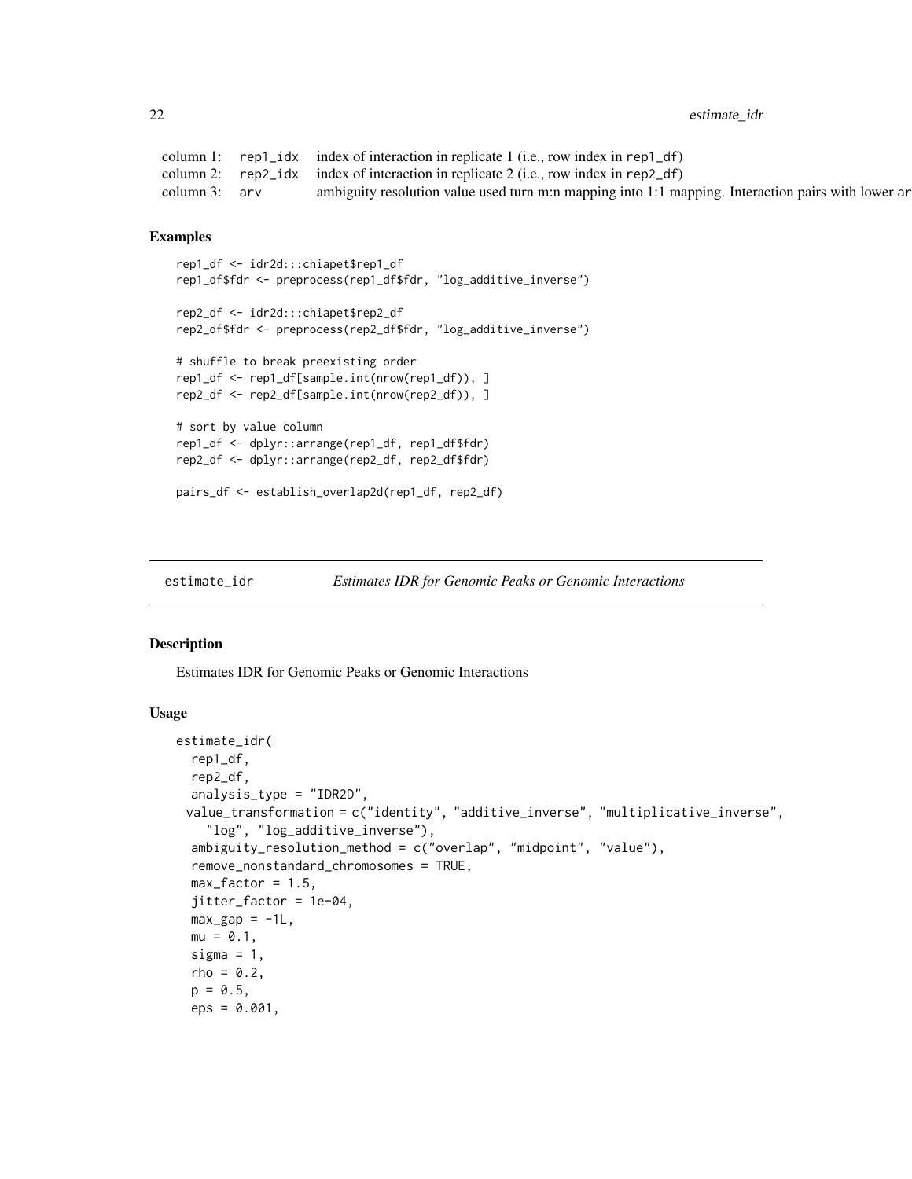| | | |
|---|---|---|
| column 1: | rep1_idx | index of interaction in replicate 1 (i.e., row index in rep1_df) |
| column 2: | rep2_idx | index of interaction in replicate 2 (i.e., row index in rep2_df) |
| column 3: | arv | ambiguity resolution value used turn m:n mapping into 1:1 mapping. Interaction pairs with lower ar |

### Examples

```
rep1_df <- idr2d:::chiapet$rep1_df
rep1_df$fdr <- preprocess(rep1_df$fdr, "log_additive_inverse")

rep2_df <- idr2d:::chiapet$rep2_df
rep2_df$fdr <- preprocess(rep2_df$fdr, "log_additive_inverse")

# shuffle to break preexisting order
rep1_df <- rep1_df[sample.int(nrow(rep1_df)), ]
rep2_df <- rep2_df[sample.int(nrow(rep2_df)), ]

# sort by value column
rep1_df <- dplyr::arrange(rep1_df, rep1_df$fdr)
rep2_df <- dplyr::arrange(rep2_df, rep2_df$fdr)

pairs_df <- establish_overlap2d(rep1_df, rep2_df)
```

---

## estimate_idr — *Estimates IDR for Genomic Peaks or Genomic Interactions*

---

### Description

Estimates IDR for Genomic Peaks or Genomic Interactions

### Usage

```
estimate_idr(
  rep1_df,
  rep2_df,
  analysis_type = "IDR2D",
 value_transformation = c("identity", "additive_inverse", "multiplicative_inverse",
    "log", "log_additive_inverse"),
  ambiguity_resolution_method = c("overlap", "midpoint", "value"),
  remove_nonstandard_chromosomes = TRUE,
  max_factor = 1.5,
  jitter_factor = 1e-04,
  max_gap = -1L,
  mu = 0.1,
  sigma = 1,
  rho = 0.2,
  p = 0.5,
  eps = 0.001,
```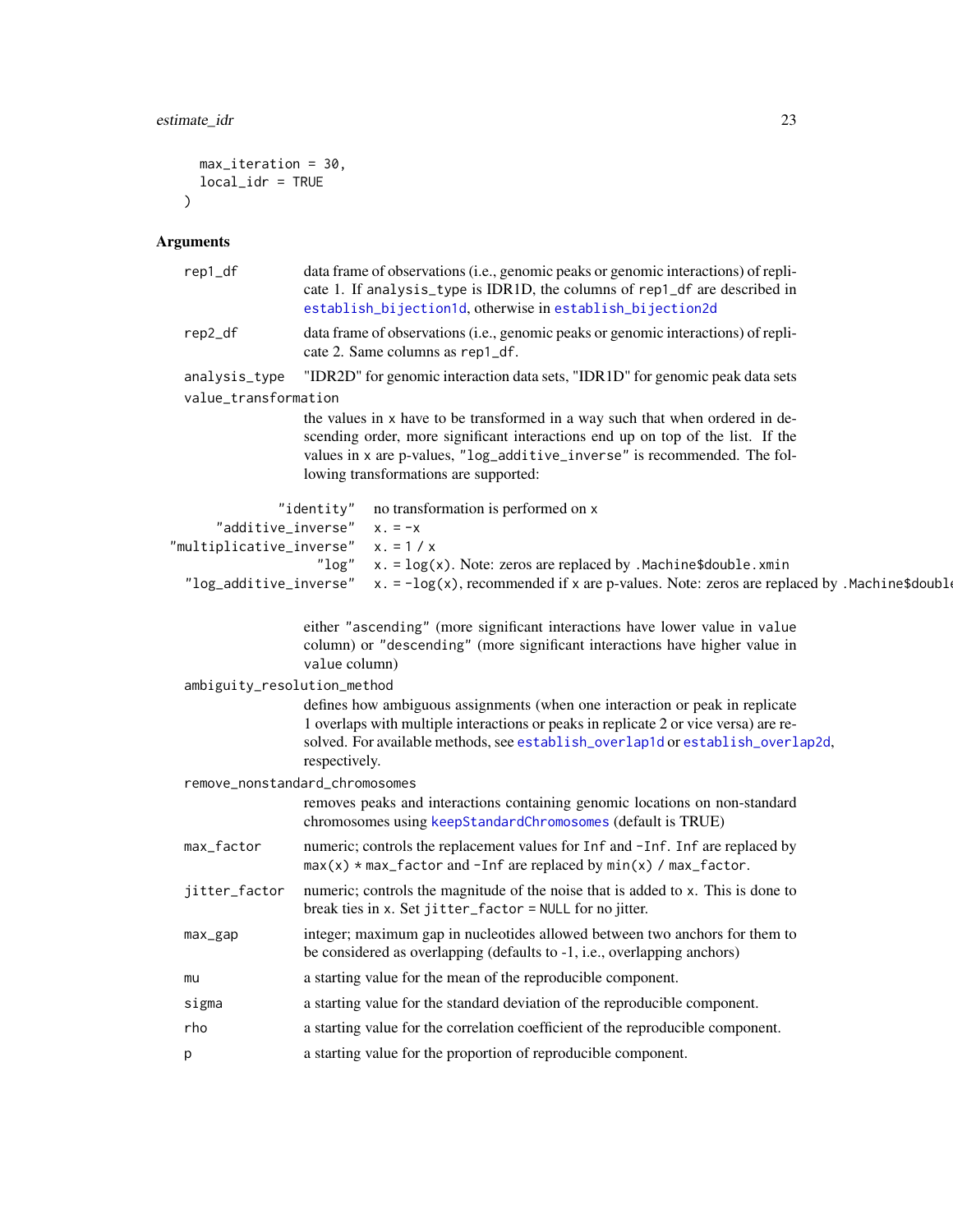```
  max_iteration = 30,
  local_idr = TRUE
)
```

### Arguments

- `rep1_df` — data frame of observations (i.e., genomic peaks or genomic interactions) of replicate 1. If `analysis_type` is IDR1D, the columns of `rep1_df` are described in `establish_bijection1d`, otherwise in `establish_bijection2d`
- `rep2_df` — data frame of observations (i.e., genomic peaks or genomic interactions) of replicate 2. Same columns as `rep1_df`.
- `analysis_type` — "IDR2D" for genomic interaction data sets, "IDR1D" for genomic peak data sets
- `value_transformation` — the values in `x` have to be transformed in a way such that when ordered in descending order, more significant interactions end up on top of the list. If the values in `x` are p-values, `"log_additive_inverse"` is recommended. The following transformations are supported:

| | |
|---|---|
| `"identity"` | no transformation is performed on `x` |
| `"additive_inverse"` | `x. = -x` |
| `"multiplicative_inverse"` | `x. = 1 / x` |
| `"log"` | `x. = log(x)`. Note: zeros are replaced by `.Machine$double.xmin` |
| `"log_additive_inverse"` | `x. = -log(x)`, recommended if `x` are p-values. Note: zeros are replaced by `.Machine$double` |

  either `"ascending"` (more significant interactions have lower value in `value` column) or `"descending"` (more significant interactions have higher value in `value` column)

- `ambiguity_resolution_method` — defines how ambiguous assignments (when one interaction or peak in replicate 1 overlaps with multiple interactions or peaks in replicate 2 or vice versa) are resolved. For available methods, see `establish_overlap1d` or `establish_overlap2d`, respectively.
- `remove_nonstandard_chromosomes` — removes peaks and interactions containing genomic locations on non-standard chromosomes using `keepStandardChromosomes` (default is TRUE)
- `max_factor` — numeric; controls the replacement values for `Inf` and `-Inf`. `Inf` are replaced by `max(x) * max_factor` and `-Inf` are replaced by `min(x) / max_factor`.
- `jitter_factor` — numeric; controls the magnitude of the noise that is added to `x`. This is done to break ties in `x`. Set `jitter_factor = NULL` for no jitter.
- `max_gap` — integer; maximum gap in nucleotides allowed between two anchors for them to be considered as overlapping (defaults to -1, i.e., overlapping anchors)
- `mu` — a starting value for the mean of the reproducible component.
- `sigma` — a starting value for the standard deviation of the reproducible component.
- `rho` — a starting value for the correlation coefficient of the reproducible component.
- `p` — a starting value for the proportion of reproducible component.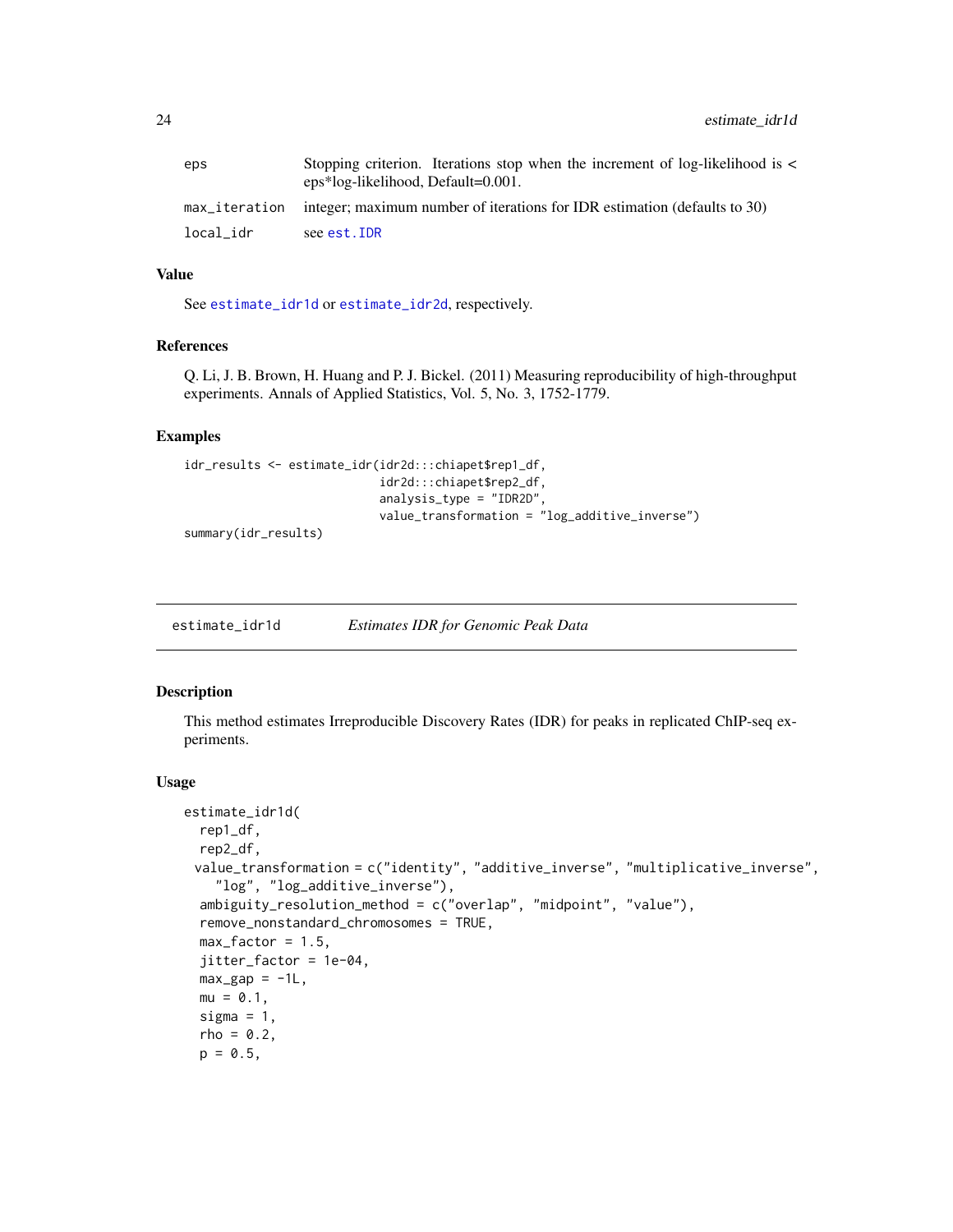| | |
|---|---|
| eps | Stopping criterion. Iterations stop when the increment of log-likelihood is < eps*log-likelihood, Default=0.001. |
| max_iteration | integer; maximum number of iterations for IDR estimation (defaults to 30) |
| local_idr | see est.IDR |

### Value

See estimate_idr1d or estimate_idr2d, respectively.

### References

Q. Li, J. B. Brown, H. Huang and P. J. Bickel. (2011) Measuring reproducibility of high-throughput experiments. Annals of Applied Statistics, Vol. 5, No. 3, 1752-1779.

### Examples

```
idr_results <- estimate_idr(idr2d:::chiapet$rep1_df,
                            idr2d:::chiapet$rep2_df,
                            analysis_type = "IDR2D",
                            value_transformation = "log_additive_inverse")
summary(idr_results)
```

---

## estimate_idr1d — *Estimates IDR for Genomic Peak Data*

### Description

This method estimates Irreproducible Discovery Rates (IDR) for peaks in replicated ChIP-seq experiments.

### Usage

```
estimate_idr1d(
  rep1_df,
  rep2_df,
  value_transformation = c("identity", "additive_inverse", "multiplicative_inverse",
    "log", "log_additive_inverse"),
  ambiguity_resolution_method = c("overlap", "midpoint", "value"),
  remove_nonstandard_chromosomes = TRUE,
  max_factor = 1.5,
  jitter_factor = 1e-04,
  max_gap = -1L,
  mu = 0.1,
  sigma = 1,
  rho = 0.2,
  p = 0.5,
```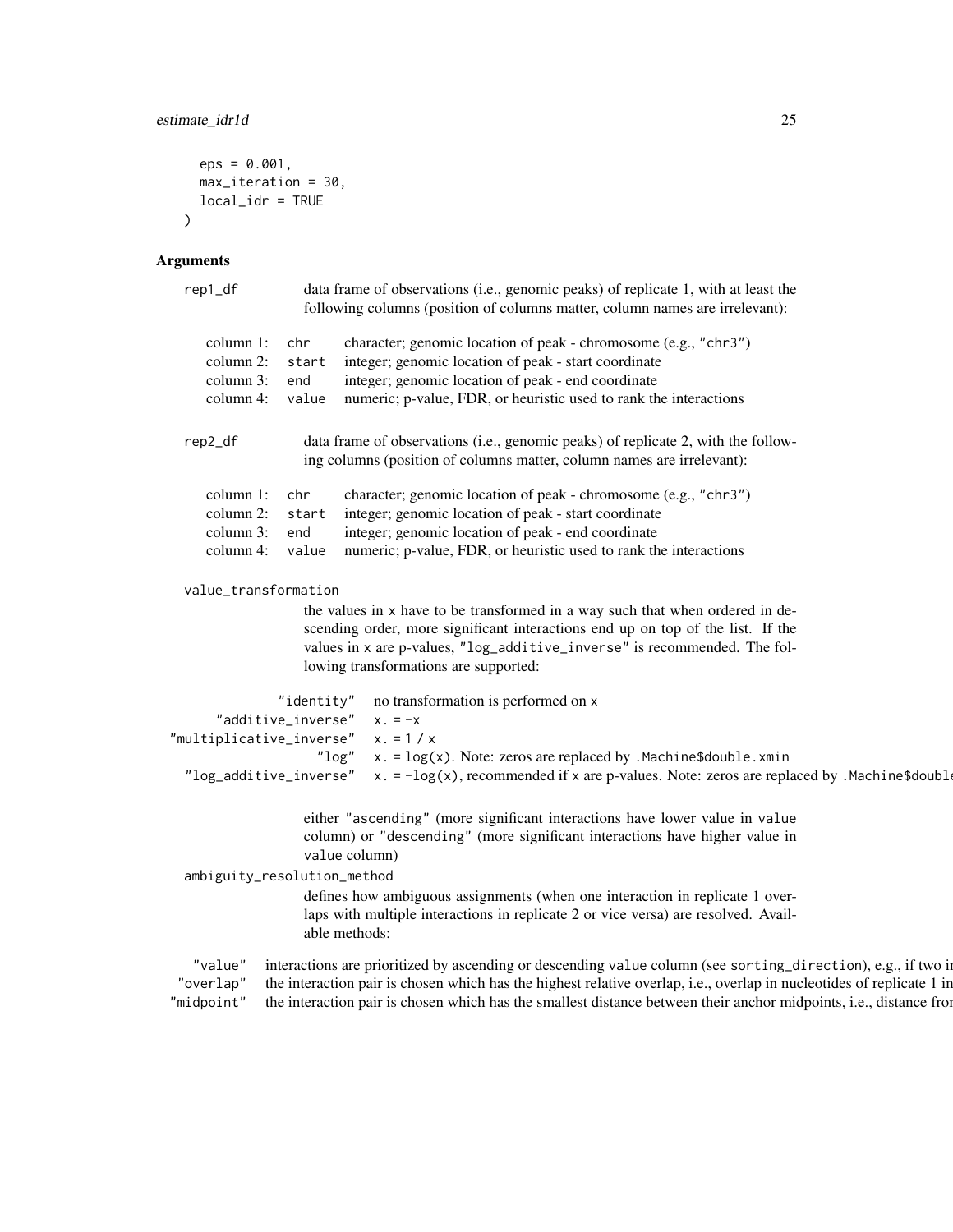```
  eps = 0.001,
  max_iteration = 30,
  local_idr = TRUE
)
```

## Arguments

**rep1_df** data frame of observations (i.e., genomic peaks) of replicate 1, with at least the following columns (position of columns matter, column names are irrelevant):

| | | |
|---|---|---|
| column 1: | chr | character; genomic location of peak - chromosome (e.g., "chr3") |
| column 2: | start | integer; genomic location of peak - start coordinate |
| column 3: | end | integer; genomic location of peak - end coordinate |
| column 4: | value | numeric; p-value, FDR, or heuristic used to rank the interactions |

**rep2_df** data frame of observations (i.e., genomic peaks) of replicate 2, with the following columns (position of columns matter, column names are irrelevant):

| | | |
|---|---|---|
| column 1: | chr | character; genomic location of peak - chromosome (e.g., "chr3") |
| column 2: | start | integer; genomic location of peak - start coordinate |
| column 3: | end | integer; genomic location of peak - end coordinate |
| column 4: | value | numeric; p-value, FDR, or heuristic used to rank the interactions |

**value_transformation** the values in x have to be transformed in a way such that when ordered in descending order, more significant interactions end up on top of the list. If the values in x are p-values, "log_additive_inverse" is recommended. The following transformations are supported:

| | |
|---|---|
| "identity" | no transformation is performed on x |
| "additive_inverse" | x. = -x |
| "multiplicative_inverse" | x. = 1 / x |
| "log" | x. = log(x). Note: zeros are replaced by .Machine$double.xmin |
| "log_additive_inverse" | x. = -log(x), recommended if x are p-values. Note: zeros are replaced by .Machine$double |

either "ascending" (more significant interactions have lower value in value column) or "descending" (more significant interactions have higher value in value column)

**ambiguity_resolution_method** defines how ambiguous assignments (when one interaction in replicate 1 overlaps with multiple interactions in replicate 2 or vice versa) are resolved. Available methods:

| | |
|---|---|
| "value" | interactions are prioritized by ascending or descending value column (see sorting_direction), e.g., if two i |
| "overlap" | the interaction pair is chosen which has the highest relative overlap, i.e., overlap in nucleotides of replicate 1 in |
| "midpoint" | the interaction pair is chosen which has the smallest distance between their anchor midpoints, i.e., distance fro |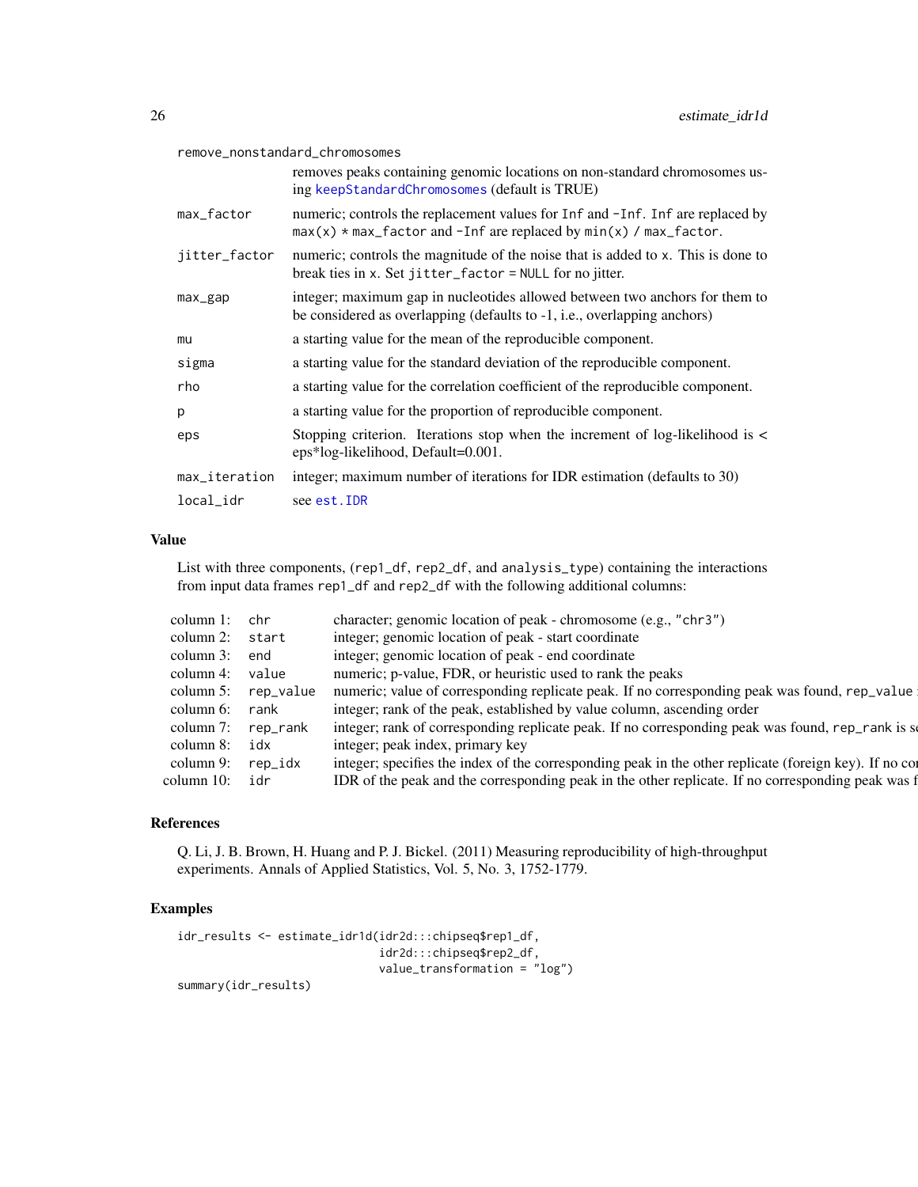| | |
|---|---|
| remove_nonstandard_chromosomes | removes peaks containing genomic locations on non-standard chromosomes using keepStandardChromosomes (default is TRUE) |
| max_factor | numeric; controls the replacement values for Inf and -Inf. Inf are replaced by max(x) * max_factor and -Inf are replaced by min(x) / max_factor. |
| jitter_factor | numeric; controls the magnitude of the noise that is added to x. This is done to break ties in x. Set jitter_factor = NULL for no jitter. |
| max_gap | integer; maximum gap in nucleotides allowed between two anchors for them to be considered as overlapping (defaults to -1, i.e., overlapping anchors) |
| mu | a starting value for the mean of the reproducible component. |
| sigma | a starting value for the standard deviation of the reproducible component. |
| rho | a starting value for the correlation coefficient of the reproducible component. |
| p | a starting value for the proportion of reproducible component. |
| eps | Stopping criterion. Iterations stop when the increment of log-likelihood is < eps*log-likelihood, Default=0.001. |
| max_iteration | integer; maximum number of iterations for IDR estimation (defaults to 30) |
| local_idr | see est.IDR |

## Value

List with three components, (rep1_df, rep2_df, and analysis_type) containing the interactions from input data frames rep1_df and rep2_df with the following additional columns:

| | | |
|---|---|---|
| column 1: | chr | character; genomic location of peak - chromosome (e.g., "chr3") |
| column 2: | start | integer; genomic location of peak - start coordinate |
| column 3: | end | integer; genomic location of peak - end coordinate |
| column 4: | value | numeric; p-value, FDR, or heuristic used to rank the peaks |
| column 5: | rep_value | numeric; value of corresponding replicate peak. If no corresponding peak was found, rep_value i |
| column 6: | rank | integer; rank of the peak, established by value column, ascending order |
| column 7: | rep_rank | integer; rank of corresponding replicate peak. If no corresponding peak was found, rep_rank is se |
| column 8: | idx | integer; peak index, primary key |
| column 9: | rep_idx | integer; specifies the index of the corresponding peak in the other replicate (foreign key). If no cor |
| column 10: | idr | IDR of the peak and the corresponding peak in the other replicate. If no corresponding peak was f |

## References

Q. Li, J. B. Brown, H. Huang and P. J. Bickel. (2011) Measuring reproducibility of high-throughput experiments. Annals of Applied Statistics, Vol. 5, No. 3, 1752-1779.

## Examples

```
idr_results <- estimate_idr1d(idr2d:::chipseq$rep1_df,
                              idr2d:::chipseq$rep2_df,
                              value_transformation = "log")
summary(idr_results)
```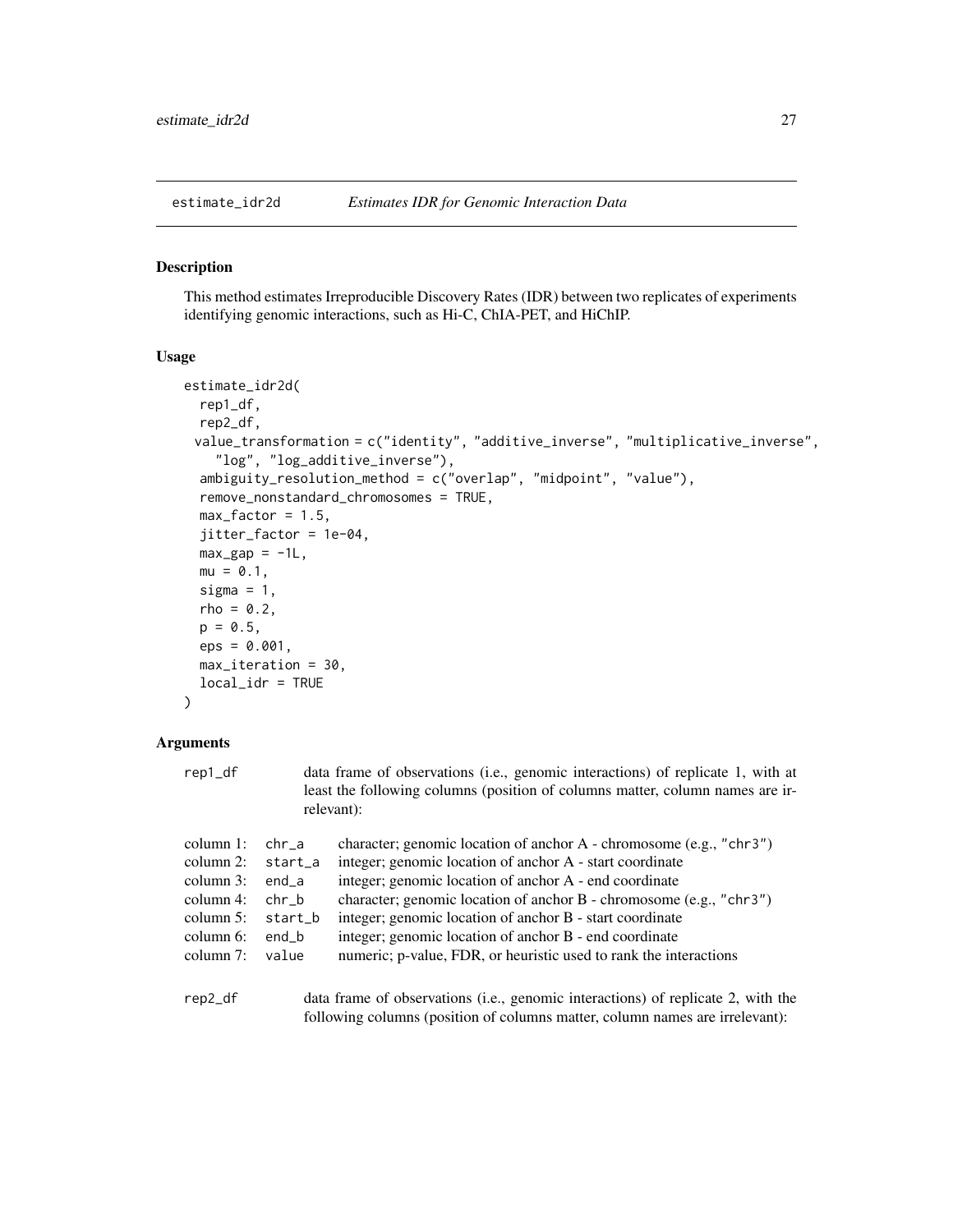estimate_idr2d    *Estimates IDR for Genomic Interaction Data*

## Description

This method estimates Irreproducible Discovery Rates (IDR) between two replicates of experiments identifying genomic interactions, such as Hi-C, ChIA-PET, and HiChIP.

## Usage

```
estimate_idr2d(
  rep1_df,
  rep2_df,
  value_transformation = c("identity", "additive_inverse", "multiplicative_inverse",
    "log", "log_additive_inverse"),
  ambiguity_resolution_method = c("overlap", "midpoint", "value"),
  remove_nonstandard_chromosomes = TRUE,
  max_factor = 1.5,
  jitter_factor = 1e-04,
  max_gap = -1L,
  mu = 0.1,
  sigma = 1,
  rho = 0.2,
  p = 0.5,
  eps = 0.001,
  max_iteration = 30,
  local_idr = TRUE
)
```

## Arguments

rep1_df    data frame of observations (i.e., genomic interactions) of replicate 1, with at least the following columns (position of columns matter, column names are irrelevant):

| | | |
|---|---|---|
| column 1: | chr_a | character; genomic location of anchor A - chromosome (e.g., "chr3") |
| column 2: | start_a | integer; genomic location of anchor A - start coordinate |
| column 3: | end_a | integer; genomic location of anchor A - end coordinate |
| column 4: | chr_b | character; genomic location of anchor B - chromosome (e.g., "chr3") |
| column 5: | start_b | integer; genomic location of anchor B - start coordinate |
| column 6: | end_b | integer; genomic location of anchor B - end coordinate |
| column 7: | value | numeric; p-value, FDR, or heuristic used to rank the interactions |

rep2_df    data frame of observations (i.e., genomic interactions) of replicate 2, with the following columns (position of columns matter, column names are irrelevant):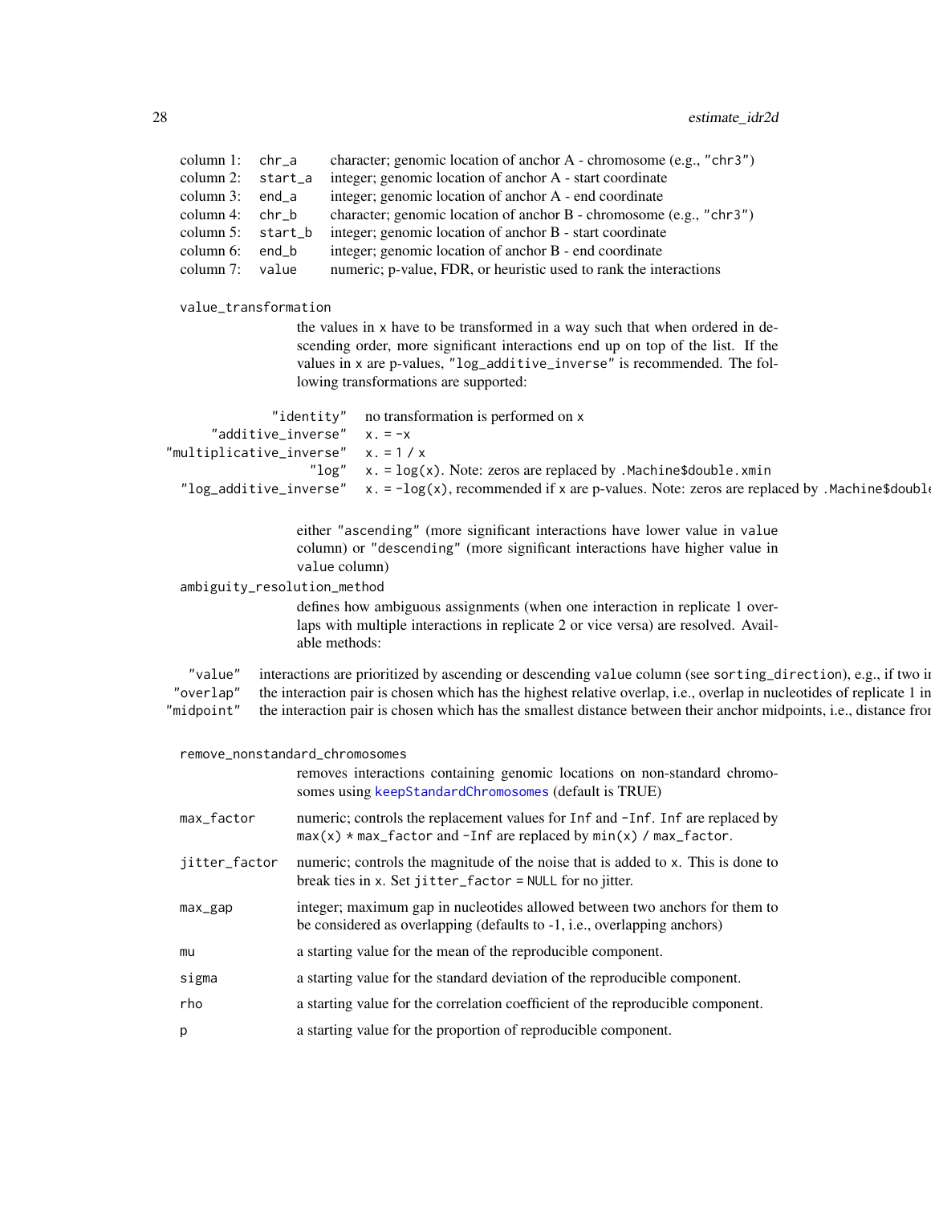| | | |
|---|---|---|
| column 1: | `chr_a` | character; genomic location of anchor A - chromosome (e.g., "chr3") |
| column 2: | `start_a` | integer; genomic location of anchor A - start coordinate |
| column 3: | `end_a` | integer; genomic location of anchor A - end coordinate |
| column 4: | `chr_b` | character; genomic location of anchor B - chromosome (e.g., "chr3") |
| column 5: | `start_b` | integer; genomic location of anchor B - start coordinate |
| column 6: | `end_b` | integer; genomic location of anchor B - end coordinate |
| column 7: | `value` | numeric; p-value, FDR, or heuristic used to rank the interactions |

`value_transformation`
: the values in `x` have to be transformed in a way such that when ordered in descending order, more significant interactions end up on top of the list. If the values in `x` are p-values, "log_additive_inverse" is recommended. The following transformations are supported:

| | |
|---|---|
| "identity" | no transformation is performed on `x` |
| "additive_inverse" | `x. = -x` |
| "multiplicative_inverse" | `x. = 1 / x` |
| "log" | `x. = log(x)`. Note: zeros are replaced by `.Machine$double.xmin` |
| "log_additive_inverse" | `x. = -log(x)`, recommended if `x` are p-values. Note: zeros are replaced by `.Machine$double` |

either "ascending" (more significant interactions have lower value in `value` column) or "descending" (more significant interactions have higher value in `value` column)

`ambiguity_resolution_method`
: defines how ambiguous assignments (when one interaction in replicate 1 overlaps with multiple interactions in replicate 2 or vice versa) are resolved. Available methods:

| | |
|---|---|
| "value" | interactions are prioritized by ascending or descending `value` column (see `sorting_direction`), e.g., if two i |
| "overlap" | the interaction pair is chosen which has the highest relative overlap, i.e., overlap in nucleotides of replicate 1 in |
| "midpoint" | the interaction pair is chosen which has the smallest distance between their anchor midpoints, i.e., distance fro |

`remove_nonstandard_chromosomes`
: removes interactions containing genomic locations on non-standard chromosomes using `keepStandardChromosomes` (default is TRUE)

`max_factor`
: numeric; controls the replacement values for `Inf` and `-Inf`. `Inf` are replaced by `max(x) * max_factor` and `-Inf` are replaced by `min(x) / max_factor`.

`jitter_factor`
: numeric; controls the magnitude of the noise that is added to `x`. This is done to break ties in `x`. Set `jitter_factor = NULL` for no jitter.

`max_gap`
: integer; maximum gap in nucleotides allowed between two anchors for them to be considered as overlapping (defaults to -1, i.e., overlapping anchors)

`mu`
: a starting value for the mean of the reproducible component.

`sigma`
: a starting value for the standard deviation of the reproducible component.

`rho`
: a starting value for the correlation coefficient of the reproducible component.

`p`
: a starting value for the proportion of reproducible component.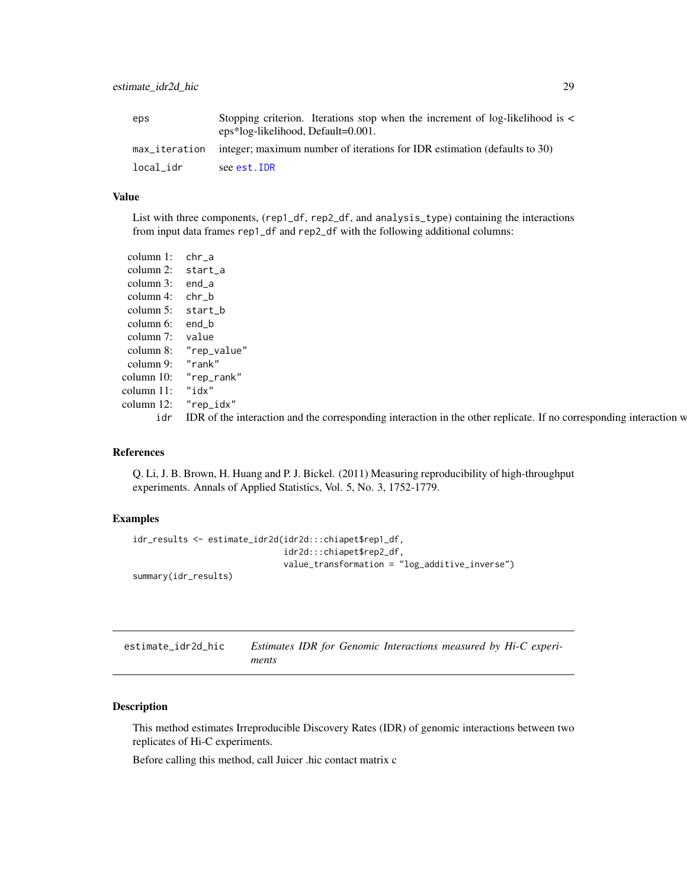| | |
|---|---|
| eps | Stopping criterion. Iterations stop when the increment of log-likelihood is < eps*log-likelihood, Default=0.001. |
| max_iteration | integer; maximum number of iterations for IDR estimation (defaults to 30) |
| local_idr | see est.IDR |

### Value

List with three components, (rep1_df, rep2_df, and analysis_type) containing the interactions from input data frames rep1_df and rep2_df with the following additional columns:

| | |
|---|---|
| column 1: | chr_a |
| column 2: | start_a |
| column 3: | end_a |
| column 4: | chr_b |
| column 5: | start_b |
| column 6: | end_b |
| column 7: | value |
| column 8: | "rep_value" |
| column 9: | "rank" |
| column 10: | "rep_rank" |
| column 11: | "idx" |
| column 12: | "rep_idx" |
| idr | IDR of the interaction and the corresponding interaction in the other replicate. If no corresponding interaction w |

### References

Q. Li, J. B. Brown, H. Huang and P. J. Bickel. (2011) Measuring reproducibility of high-throughput experiments. Annals of Applied Statistics, Vol. 5, No. 3, 1752-1779.

### Examples

```
idr_results <- estimate_idr2d(idr2d:::chiapet$rep1_df,
                              idr2d:::chiapet$rep2_df,
                              value_transformation = "log_additive_inverse")
summary(idr_results)
```

---

## estimate_idr2d_hic *Estimates IDR for Genomic Interactions measured by Hi-C experiments*

### Description

This method estimates Irreproducible Discovery Rates (IDR) of genomic interactions between two replicates of Hi-C experiments.

Before calling this method, call Juicer .hic contact matrix c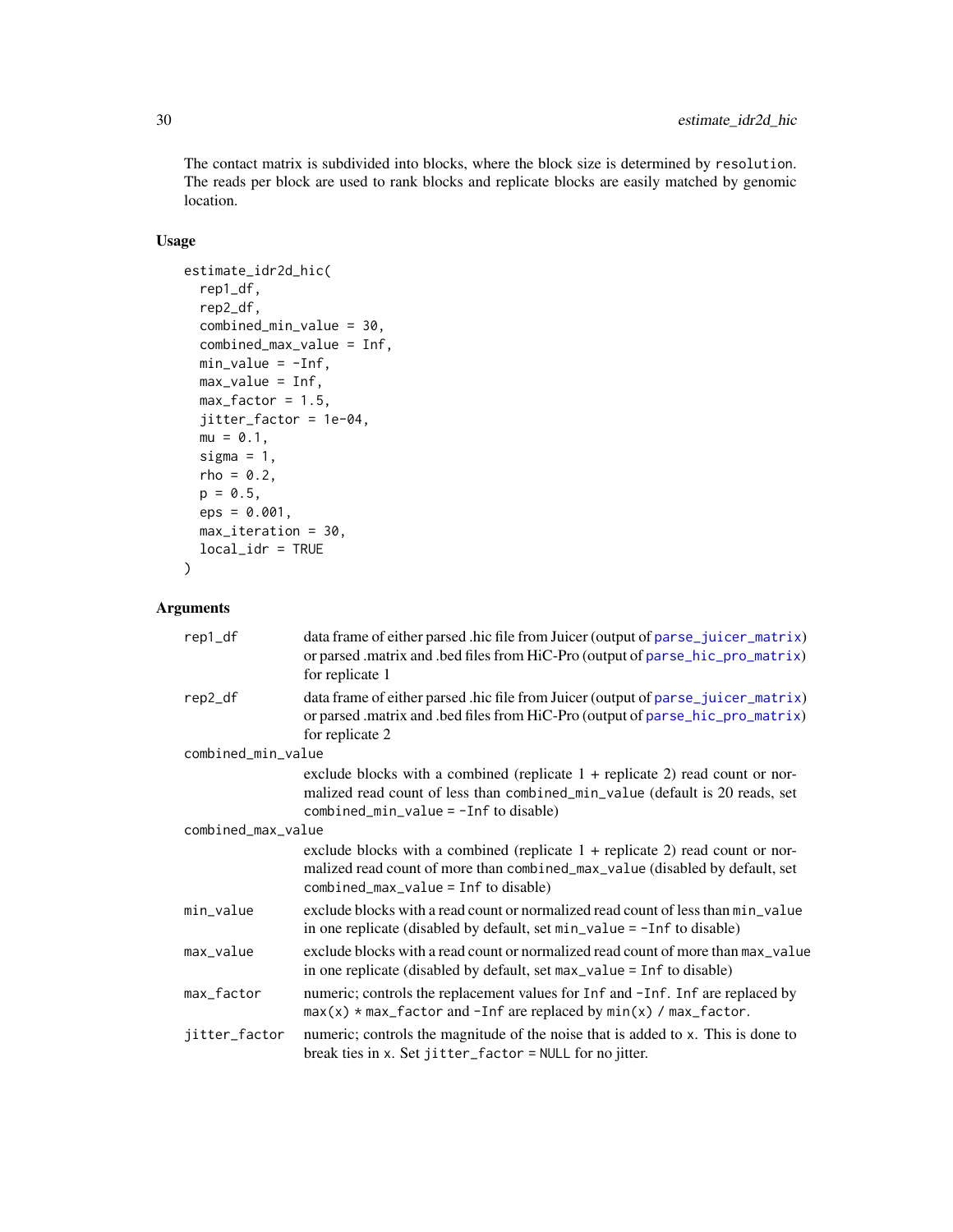The contact matrix is subdivided into blocks, where the block size is determined by `resolution`. The reads per block are used to rank blocks and replicate blocks are easily matched by genomic location.

## Usage

```
estimate_idr2d_hic(
  rep1_df,
  rep2_df,
  combined_min_value = 30,
  combined_max_value = Inf,
  min_value = -Inf,
  max_value = Inf,
  max_factor = 1.5,
  jitter_factor = 1e-04,
  mu = 0.1,
  sigma = 1,
  rho = 0.2,
  p = 0.5,
  eps = 0.001,
  max_iteration = 30,
  local_idr = TRUE
)
```

## Arguments

| | |
|---|---|
| `rep1_df` | data frame of either parsed .hic file from Juicer (output of `parse_juicer_matrix`) or parsed .matrix and .bed files from HiC-Pro (output of `parse_hic_pro_matrix`) for replicate 1 |
| `rep2_df` | data frame of either parsed .hic file from Juicer (output of `parse_juicer_matrix`) or parsed .matrix and .bed files from HiC-Pro (output of `parse_hic_pro_matrix`) for replicate 2 |
| `combined_min_value` | exclude blocks with a combined (replicate 1 + replicate 2) read count or normalized read count of less than `combined_min_value` (default is 20 reads, set `combined_min_value = -Inf` to disable) |
| `combined_max_value` | exclude blocks with a combined (replicate 1 + replicate 2) read count or normalized read count of more than `combined_max_value` (disabled by default, set `combined_max_value = Inf` to disable) |
| `min_value` | exclude blocks with a read count or normalized read count of less than `min_value` in one replicate (disabled by default, set `min_value = -Inf` to disable) |
| `max_value` | exclude blocks with a read count or normalized read count of more than `max_value` in one replicate (disabled by default, set `max_value = Inf` to disable) |
| `max_factor` | numeric; controls the replacement values for `Inf` and `-Inf`. `Inf` are replaced by `max(x) * max_factor` and `-Inf` are replaced by `min(x) / max_factor`. |
| `jitter_factor` | numeric; controls the magnitude of the noise that is added to `x`. This is done to break ties in `x`. Set `jitter_factor = NULL` for no jitter. |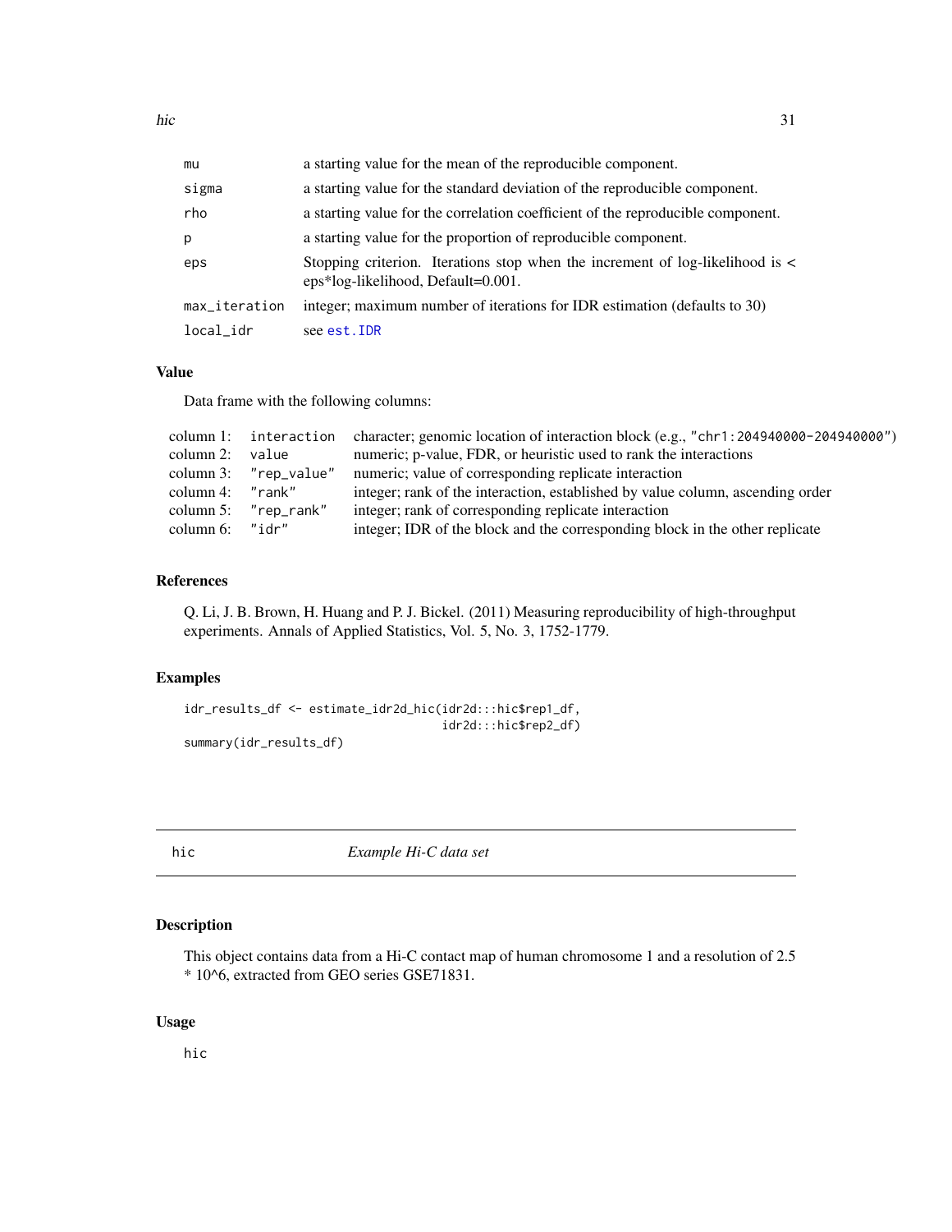| | |
|---|---|
| mu | a starting value for the mean of the reproducible component. |
| sigma | a starting value for the standard deviation of the reproducible component. |
| rho | a starting value for the correlation coefficient of the reproducible component. |
| p | a starting value for the proportion of reproducible component. |
| eps | Stopping criterion. Iterations stop when the increment of log-likelihood is < eps*log-likelihood, Default=0.001. |
| max_iteration | integer; maximum number of iterations for IDR estimation (defaults to 30) |
| local_idr | see est.IDR |

### Value

Data frame with the following columns:

| | | |
|---|---|---|
| column 1: | interaction | character; genomic location of interaction block (e.g., "chr1:204940000-204940000") |
| column 2: | value | numeric; p-value, FDR, or heuristic used to rank the interactions |
| column 3: | "rep_value" | numeric; value of corresponding replicate interaction |
| column 4: | "rank" | integer; rank of the interaction, established by value column, ascending order |
| column 5: | "rep_rank" | integer; rank of corresponding replicate interaction |
| column 6: | "idr" | integer; IDR of the block and the corresponding block in the other replicate |

### References

Q. Li, J. B. Brown, H. Huang and P. J. Bickel. (2011) Measuring reproducibility of high-throughput experiments. Annals of Applied Statistics, Vol. 5, No. 3, 1752-1779.

### Examples

```
idr_results_df <- estimate_idr2d_hic(idr2d:::hic$rep1_df,
                                      idr2d:::hic$rep2_df)
summary(idr_results_df)
```

## hic    *Example Hi-C data set*

### Description

This object contains data from a Hi-C contact map of human chromosome 1 and a resolution of 2.5 * 10^6, extracted from GEO series GSE71831.

### Usage

```
hic
```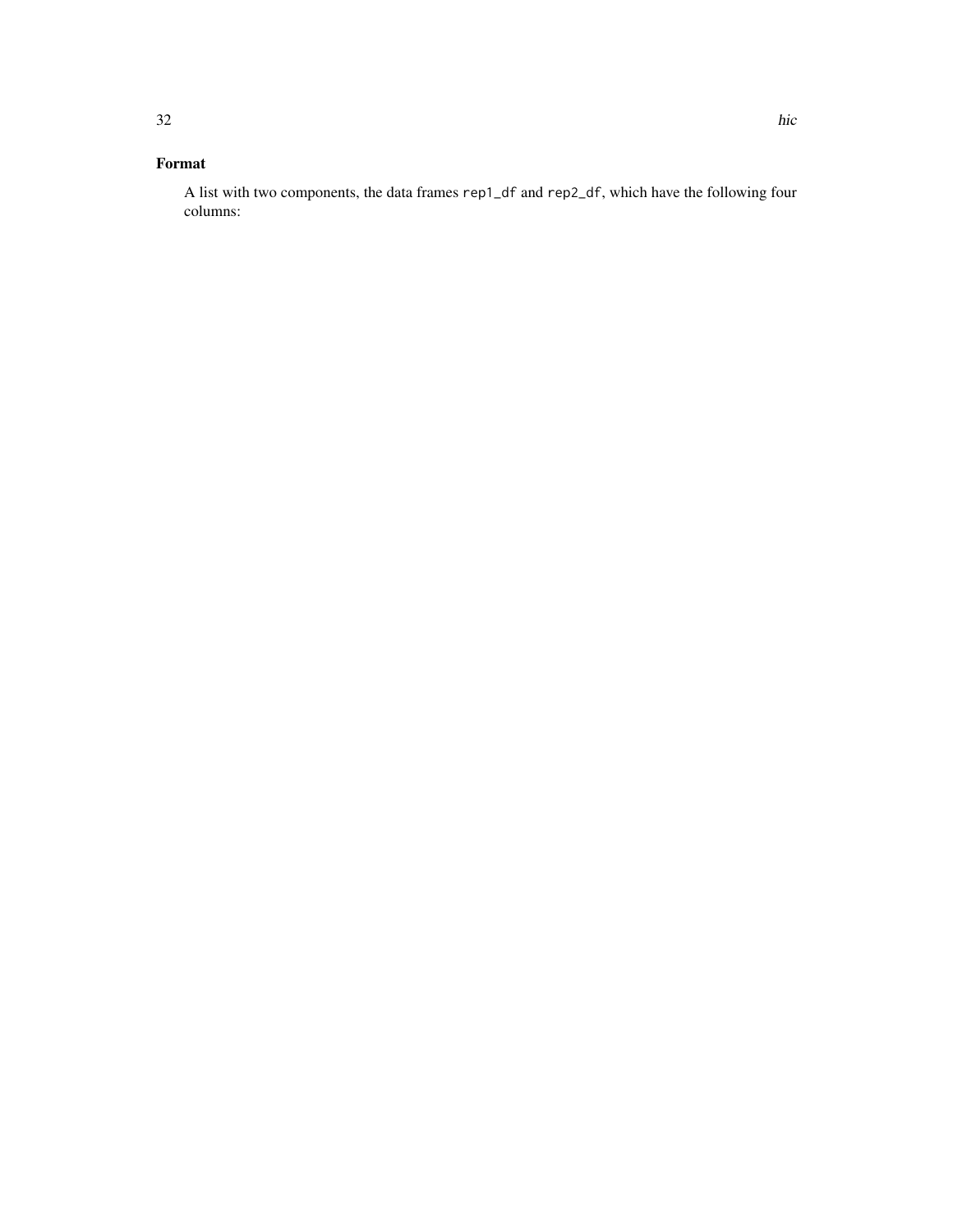## Format

A list with two components, the data frames `rep1_df` and `rep2_df`, which have the following four columns: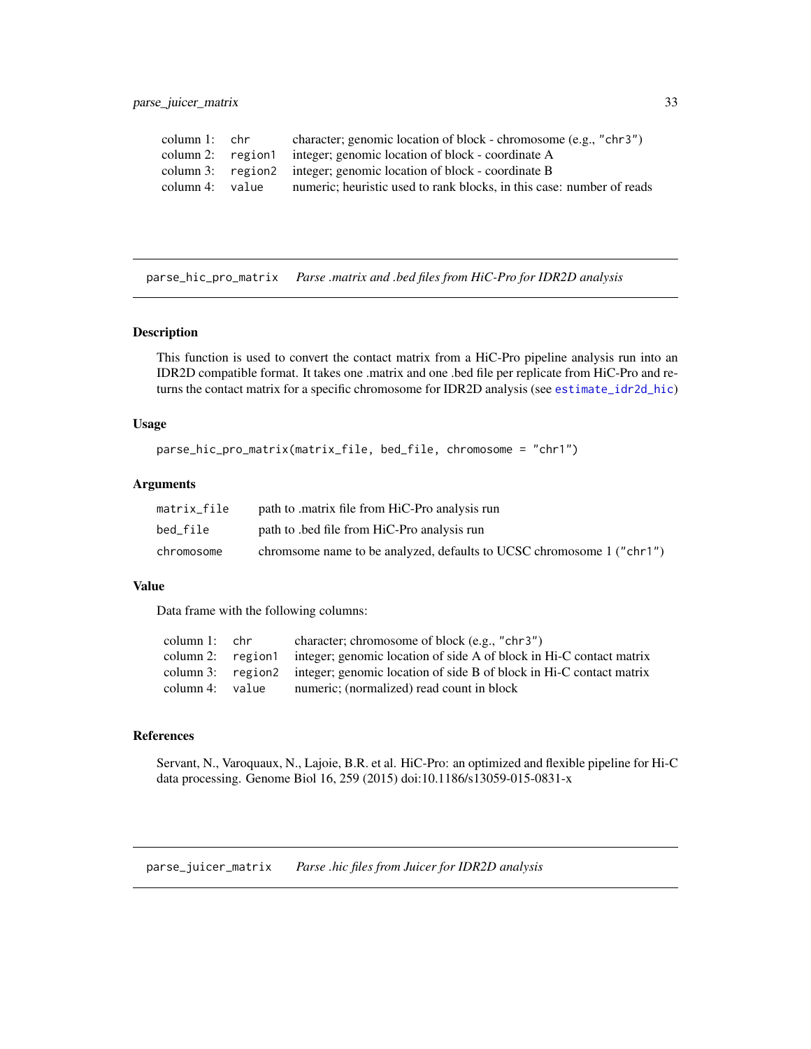| | | |
|---|---|---|
| column 1: | `chr` | character; genomic location of block - chromosome (e.g., "chr3") |
| column 2: | `region1` | integer; genomic location of block - coordinate A |
| column 3: | `region2` | integer; genomic location of block - coordinate B |
| column 4: | `value` | numeric; heuristic used to rank blocks, in this case: number of reads |

---

## parse_hic_pro_matrix — *Parse .matrix and .bed files from HiC-Pro for IDR2D analysis*

### Description

This function is used to convert the contact matrix from a HiC-Pro pipeline analysis run into an IDR2D compatible format. It takes one .matrix and one .bed file per replicate from HiC-Pro and returns the contact matrix for a specific chromosome for IDR2D analysis (see `estimate_idr2d_hic`)

### Usage

```
parse_hic_pro_matrix(matrix_file, bed_file, chromosome = "chr1")
```

### Arguments

| | |
|---|---|
| `matrix_file` | path to .matrix file from HiC-Pro analysis run |
| `bed_file` | path to .bed file from HiC-Pro analysis run |
| `chromosome` | chromsome name to be analyzed, defaults to UCSC chromosome 1 ("chr1") |

### Value

Data frame with the following columns:

| | | |
|---|---|---|
| column 1: | `chr` | character; chromosome of block (e.g., "chr3") |
| column 2: | `region1` | integer; genomic location of side A of block in Hi-C contact matrix |
| column 3: | `region2` | integer; genomic location of side B of block in Hi-C contact matrix |
| column 4: | `value` | numeric; (normalized) read count in block |

### References

Servant, N., Varoquaux, N., Lajoie, B.R. et al. HiC-Pro: an optimized and flexible pipeline for Hi-C data processing. Genome Biol 16, 259 (2015) doi:10.1186/s13059-015-0831-x

---

## parse_juicer_matrix — *Parse .hic files from Juicer for IDR2D analysis*

---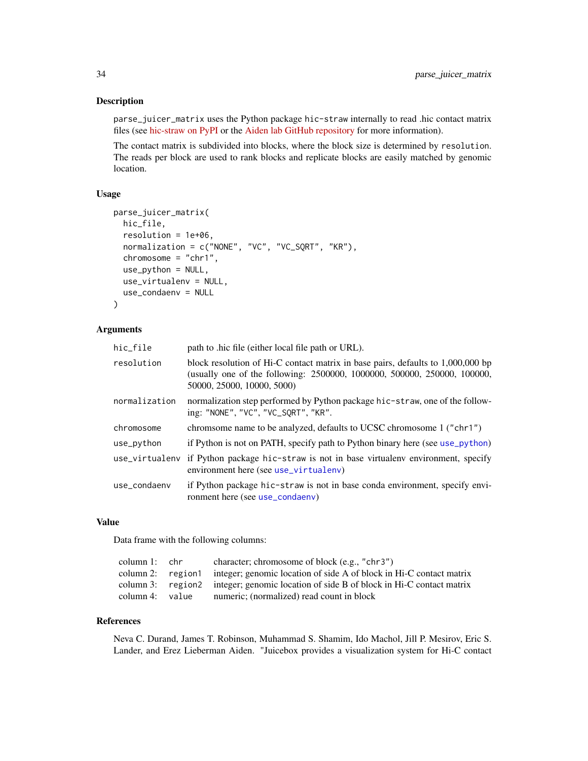## Description

`parse_juicer_matrix` uses the Python package `hic-straw` internally to read .hic contact matrix files (see hic-straw on PyPI or the Aiden lab GitHub repository for more information).

The contact matrix is subdivided into blocks, where the block size is determined by `resolution`. The reads per block are used to rank blocks and replicate blocks are easily matched by genomic location.

## Usage

```
parse_juicer_matrix(
  hic_file,
  resolution = 1e+06,
  normalization = c("NONE", "VC", "VC_SQRT", "KR"),
  chromosome = "chr1",
  use_python = NULL,
  use_virtualenv = NULL,
  use_condaenv = NULL
)
```

## Arguments

| | |
|---|---|
| `hic_file` | path to .hic file (either local file path or URL). |
| `resolution` | block resolution of Hi-C contact matrix in base pairs, defaults to 1,000,000 bp (usually one of the following: 2500000, 1000000, 500000, 250000, 100000, 50000, 25000, 10000, 5000) |
| `normalization` | normalization step performed by Python package `hic-straw`, one of the following: `"NONE"`, `"VC"`, `"VC_SQRT"`, `"KR"`. |
| `chromosome` | chromsome name to be analyzed, defaults to UCSC chromosome 1 (`"chr1"`) |
| `use_python` | if Python is not on PATH, specify path to Python binary here (see `use_python`) |
| `use_virtualenv` | if Python package `hic-straw` is not in base virtualenv environment, specify environment here (see `use_virtualenv`) |
| `use_condaenv` | if Python package `hic-straw` is not in base conda environment, specify environment here (see `use_condaenv`) |

## Value

Data frame with the following columns:

| | | |
|---|---|---|
| column 1: | `chr` | character; chromosome of block (e.g., `"chr3"`) |
| column 2: | `region1` | integer; genomic location of side A of block in Hi-C contact matrix |
| column 3: | `region2` | integer; genomic location of side B of block in Hi-C contact matrix |
| column 4: | `value` | numeric; (normalized) read count in block |

## References

Neva C. Durand, James T. Robinson, Muhammad S. Shamim, Ido Machol, Jill P. Mesirov, Eric S. Lander, and Erez Lieberman Aiden. "Juicebox provides a visualization system for Hi-C contact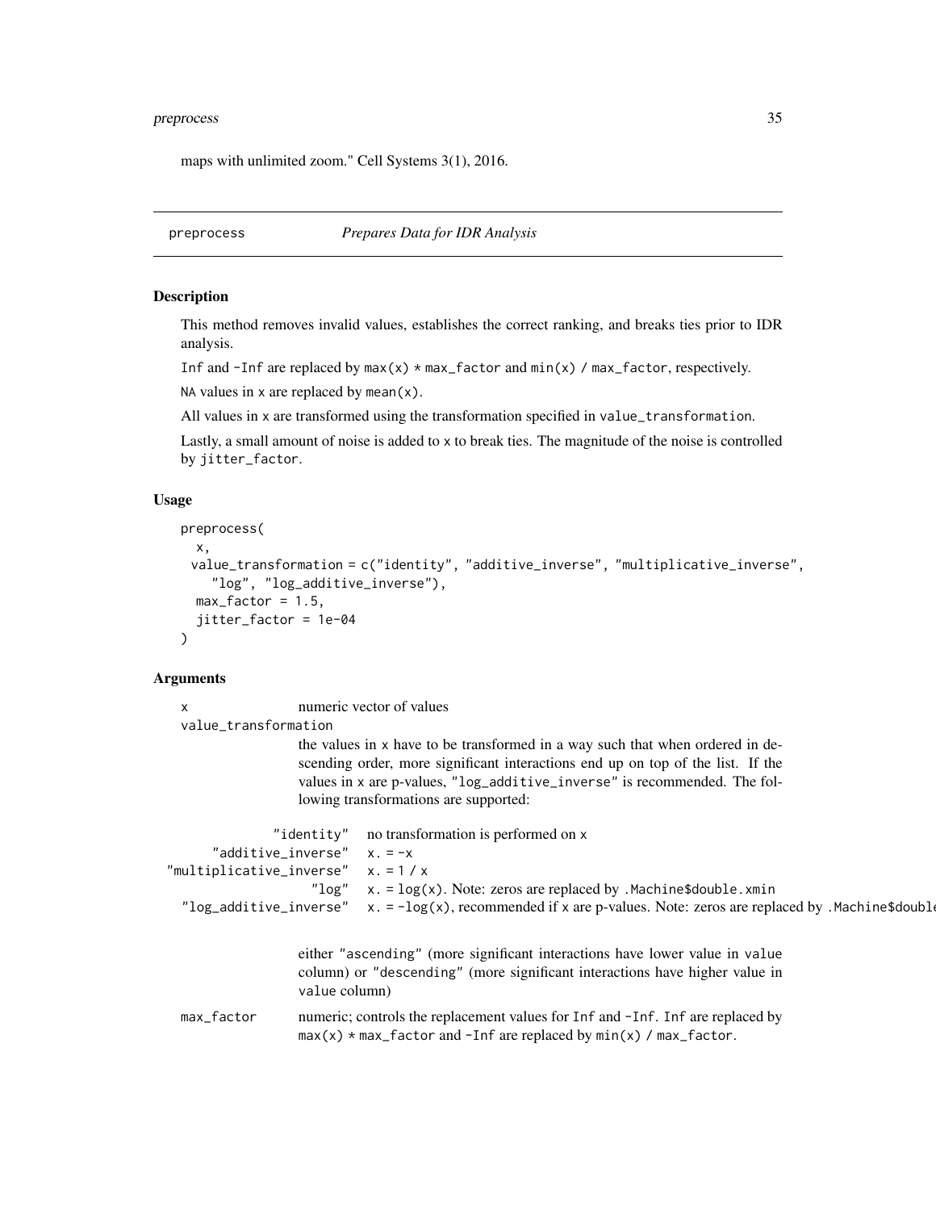maps with unlimited zoom." Cell Systems 3(1), 2016.

## preprocess — *Prepares Data for IDR Analysis*

### Description

This method removes invalid values, establishes the correct ranking, and breaks ties prior to IDR analysis.

`Inf` and `-Inf` are replaced by `max(x) * max_factor` and `min(x) / max_factor`, respectively.

`NA` values in `x` are replaced by `mean(x)`.

All values in `x` are transformed using the transformation specified in `value_transformation`.

Lastly, a small amount of noise is added to `x` to break ties. The magnitude of the noise is controlled by `jitter_factor`.

### Usage

```
preprocess(
  x,
  value_transformation = c("identity", "additive_inverse", "multiplicative_inverse",
    "log", "log_additive_inverse"),
  max_factor = 1.5,
  jitter_factor = 1e-04
)
```

### Arguments

`x` numeric vector of values

`value_transformation`
the values in `x` have to be transformed in a way such that when ordered in descending order, more significant interactions end up on top of the list. If the values in `x` are p-values, `"log_additive_inverse"` is recommended. The following transformations are supported:

| | |
|---|---|
| `"identity"` | no transformation is performed on `x` |
| `"additive_inverse"` | `x. = -x` |
| `"multiplicative_inverse"` | `x. = 1 / x` |
| `"log"` | `x. = log(x)`. Note: zeros are replaced by `.Machine$double.xmin` |
| `"log_additive_inverse"` | `x. = -log(x)`, recommended if `x` are p-values. Note: zeros are replaced by `.Machine$double` |

either `"ascending"` (more significant interactions have lower value in `value` column) or `"descending"` (more significant interactions have higher value in `value` column)

`max_factor` numeric; controls the replacement values for `Inf` and `-Inf`. `Inf` are replaced by `max(x) * max_factor` and `-Inf` are replaced by `min(x) / max_factor`.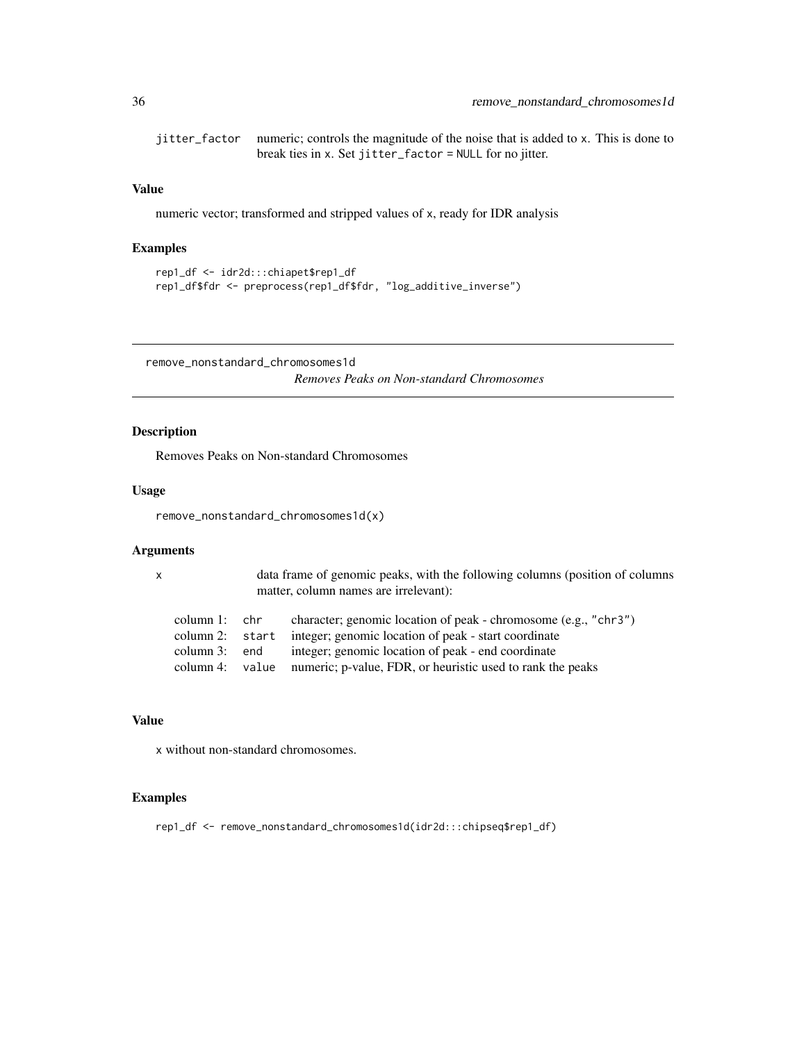jitter_factor numeric; controls the magnitude of the noise that is added to x. This is done to break ties in x. Set jitter_factor = NULL for no jitter.

### Value

numeric vector; transformed and stripped values of x, ready for IDR analysis

### Examples

```
rep1_df <- idr2d:::chiapet$rep1_df
rep1_df$fdr <- preprocess(rep1_df$fdr, "log_additive_inverse")
```

---

## remove_nonstandard_chromosomes1d *Removes Peaks on Non-standard Chromosomes*

### Description

Removes Peaks on Non-standard Chromosomes

### Usage

```
remove_nonstandard_chromosomes1d(x)
```

### Arguments

x data frame of genomic peaks, with the following columns (position of columns matter, column names are irrelevant):

| | | |
|---|---|---|
| column 1: | chr | character; genomic location of peak - chromosome (e.g., "chr3") |
| column 2: | start | integer; genomic location of peak - start coordinate |
| column 3: | end | integer; genomic location of peak - end coordinate |
| column 4: | value | numeric; p-value, FDR, or heuristic used to rank the peaks |

### Value

x without non-standard chromosomes.

### Examples

```
rep1_df <- remove_nonstandard_chromosomes1d(idr2d:::chipseq$rep1_df)
```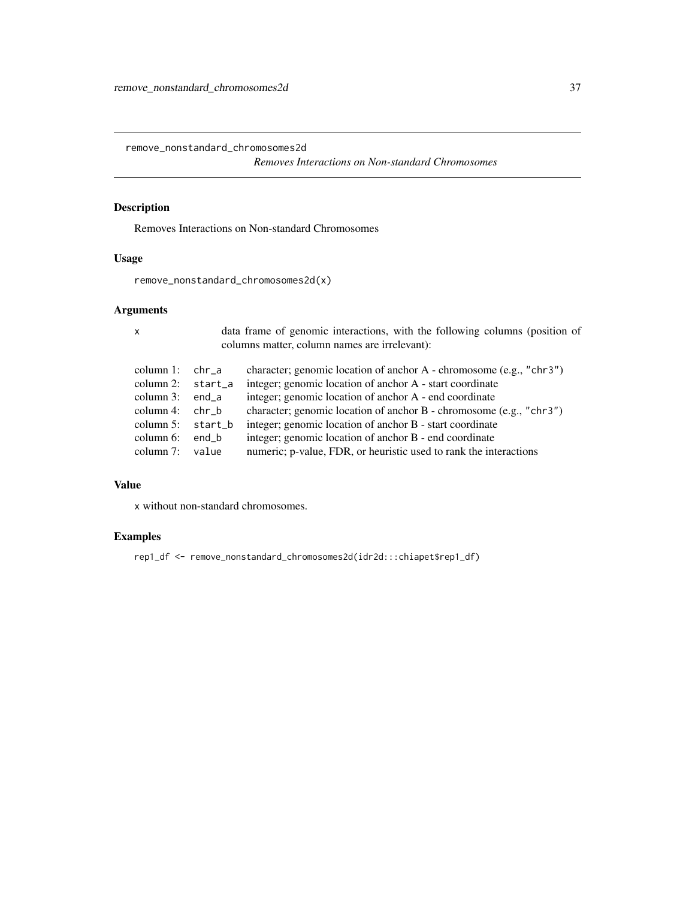## remove_nonstandard_chromosomes2d

*Removes Interactions on Non-standard Chromosomes*

### Description

Removes Interactions on Non-standard Chromosomes

### Usage

```
remove_nonstandard_chromosomes2d(x)
```

### Arguments

`x` data frame of genomic interactions, with the following columns (position of columns matter, column names are irrelevant):

| | | |
|---|---|---|
| column 1: | `chr_a` | character; genomic location of anchor A - chromosome (e.g., `"chr3"`) |
| column 2: | `start_a` | integer; genomic location of anchor A - start coordinate |
| column 3: | `end_a` | integer; genomic location of anchor A - end coordinate |
| column 4: | `chr_b` | character; genomic location of anchor B - chromosome (e.g., `"chr3"`) |
| column 5: | `start_b` | integer; genomic location of anchor B - start coordinate |
| column 6: | `end_b` | integer; genomic location of anchor B - end coordinate |
| column 7: | `value` | numeric; p-value, FDR, or heuristic used to rank the interactions |

### Value

`x` without non-standard chromosomes.

### Examples

```
rep1_df <- remove_nonstandard_chromosomes2d(idr2d:::chiapet$rep1_df)
```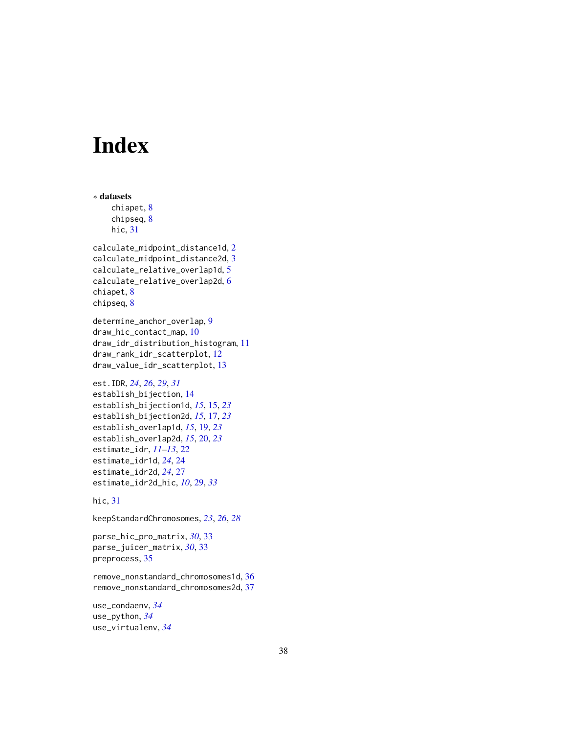# Index

∗ **datasets**

chiapet, 8
chipseq, 8
hic, 31

calculate_midpoint_distance1d, 2
calculate_midpoint_distance2d, 3
calculate_relative_overlap1d, 5
calculate_relative_overlap2d, 6
chiapet, 8
chipseq, 8

determine_anchor_overlap, 9
draw_hic_contact_map, 10
draw_idr_distribution_histogram, 11
draw_rank_idr_scatterplot, 12
draw_value_idr_scatterplot, 13

est.IDR, *24*, *26*, *29*, *31*
establish_bijection, 14
establish_bijection1d, *15*, 15, *23*
establish_bijection2d, *15*, 17, *23*
establish_overlap1d, *15*, 19, *23*
establish_overlap2d, *15*, 20, *23*
estimate_idr, *11–13*, 22
estimate_idr1d, *24*, 24
estimate_idr2d, *24*, 27
estimate_idr2d_hic, *10*, 29, *33*

hic, 31

keepStandardChromosomes, *23*, *26*, *28*

parse_hic_pro_matrix, *30*, 33
parse_juicer_matrix, *30*, 33
preprocess, 35

remove_nonstandard_chromosomes1d, 36
remove_nonstandard_chromosomes2d, 37

use_condaenv, *34*
use_python, *34*
use_virtualenv, *34*